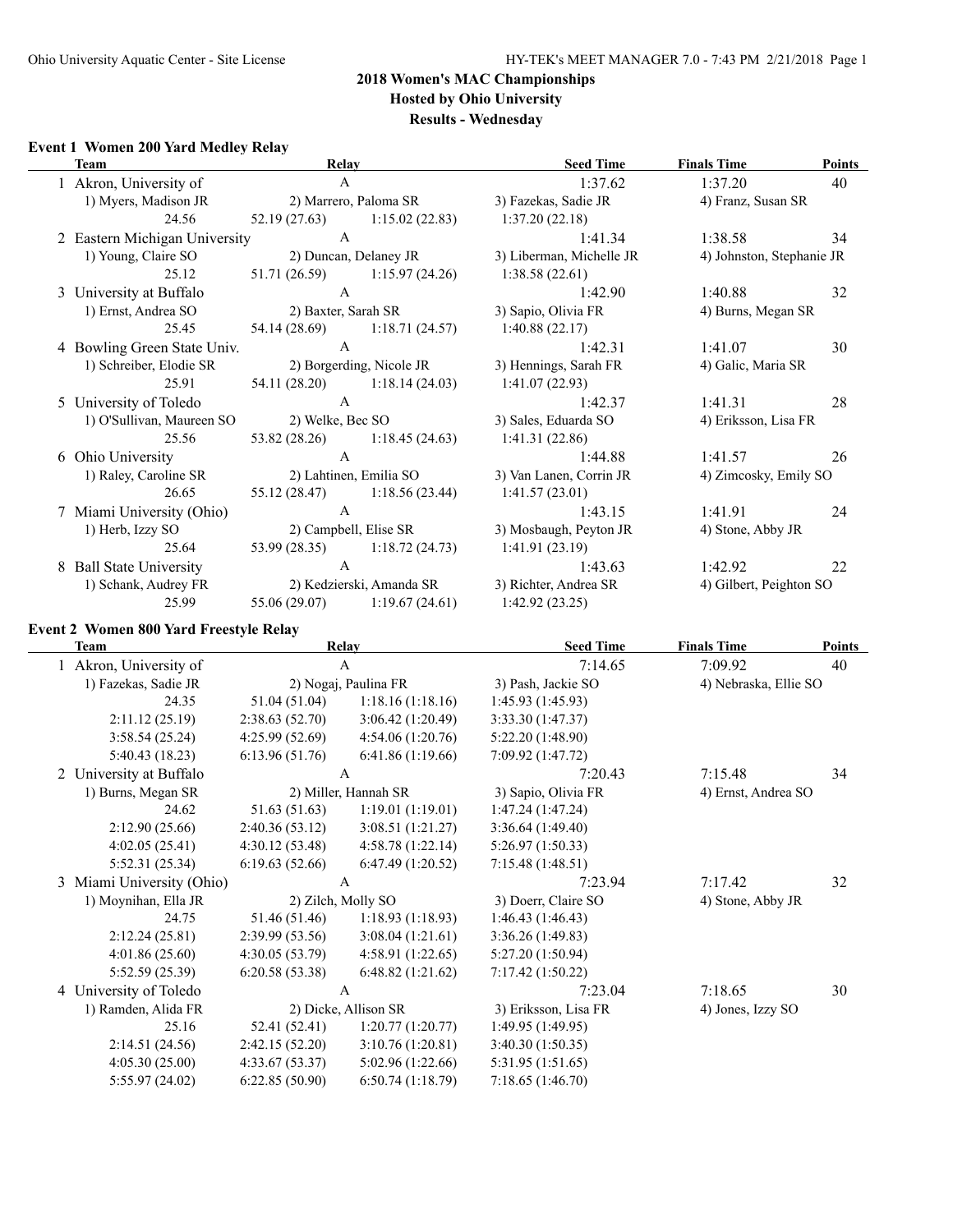# 2018 Women's MAC Championships

## Hosted by Ohio University

## Results - Wednesday

### Event 1 Women 200 Yard Medley Relay

| Team | Relay | | Seed Time | Finals Time | Points |
|---|---|---|---|---|---|
| 1 Akron, University of | A | | 1:37.62 | 1:37.20 | 40 |
| 1) Myers, Madison JR | 2) Marrero, Paloma SR | | 3) Fazekas, Sadie JR | 4) Franz, Susan SR | |
| 24.56 | 52.19 (27.63) | 1:15.02 (22.83) | 1:37.20 (22.18) | | |
| 2 Eastern Michigan University | A | | 1:41.34 | 1:38.58 | 34 |
| 1) Young, Claire SO | 2) Duncan, Delaney JR | | 3) Liberman, Michelle JR | 4) Johnston, Stephanie JR | |
| 25.12 | 51.71 (26.59) | 1:15.97 (24.26) | 1:38.58 (22.61) | | |
| 3 University at Buffalo | A | | 1:42.90 | 1:40.88 | 32 |
| 1) Ernst, Andrea SO | 2) Baxter, Sarah SR | | 3) Sapio, Olivia FR | 4) Burns, Megan SR | |
| 25.45 | 54.14 (28.69) | 1:18.71 (24.57) | 1:40.88 (22.17) | | |
| 4 Bowling Green State Univ. | A | | 1:42.31 | 1:41.07 | 30 |
| 1) Schreiber, Elodie SR | 2) Borgerding, Nicole JR | | 3) Hennings, Sarah FR | 4) Galic, Maria SR | |
| 25.91 | 54.11 (28.20) | 1:18.14 (24.03) | 1:41.07 (22.93) | | |
| 5 University of Toledo | A | | 1:42.37 | 1:41.31 | 28 |
| 1) O'Sullivan, Maureen SO | 2) Welke, Bec SO | | 3) Sales, Eduarda SO | 4) Eriksson, Lisa FR | |
| 25.56 | 53.82 (28.26) | 1:18.45 (24.63) | 1:41.31 (22.86) | | |
| 6 Ohio University | A | | 1:44.88 | 1:41.57 | 26 |
| 1) Raley, Caroline SR | 2) Lahtinen, Emilia SO | | 3) Van Lanen, Corrin JR | 4) Zimcosky, Emily SO | |
| 26.65 | 55.12 (28.47) | 1:18.56 (23.44) | 1:41.57 (23.01) | | |
| 7 Miami University (Ohio) | A | | 1:43.15 | 1:41.91 | 24 |
| 1) Herb, Izzy SO | 2) Campbell, Elise SR | | 3) Mosbaugh, Peyton JR | 4) Stone, Abby JR | |
| 25.64 | 53.99 (28.35) | 1:18.72 (24.73) | 1:41.91 (23.19) | | |
| 8 Ball State University | A | | 1:43.63 | 1:42.92 | 22 |
| 1) Schank, Audrey FR | 2) Kedzierski, Amanda SR | | 3) Richter, Andrea SR | 4) Gilbert, Peighton SO | |
| 25.99 | 55.06 (29.07) | 1:19.67 (24.61) | 1:42.92 (23.25) | | |

### Event 2 Women 800 Yard Freestyle Relay

| Team | Relay | | Seed Time | Finals Time | Points |
|---|---|---|---|---|---|
| 1 Akron, University of | A | | 7:14.65 | 7:09.92 | 40 |
| 1) Fazekas, Sadie JR | 2) Nogaj, Paulina FR | | 3) Pash, Jackie SO | 4) Nebraska, Ellie SO | |
| 24.35 | 51.04 (51.04) | 1:18.16 (1:18.16) | 1:45.93 (1:45.93) | | |
| 2:11.12 (25.19) | 2:38.63 (52.70) | 3:06.42 (1:20.49) | 3:33.30 (1:47.37) | | |
| 3:58.54 (25.24) | 4:25.99 (52.69) | 4:54.06 (1:20.76) | 5:22.20 (1:48.90) | | |
| 5:40.43 (18.23) | 6:13.96 (51.76) | 6:41.86 (1:19.66) | 7:09.92 (1:47.72) | | |
| 2 University at Buffalo | A | | 7:20.43 | 7:15.48 | 34 |
| 1) Burns, Megan SR | 2) Miller, Hannah SR | | 3) Sapio, Olivia FR | 4) Ernst, Andrea SO | |
| 24.62 | 51.63 (51.63) | 1:19.01 (1:19.01) | 1:47.24 (1:47.24) | | |
| 2:12.90 (25.66) | 2:40.36 (53.12) | 3:08.51 (1:21.27) | 3:36.64 (1:49.40) | | |
| 4:02.05 (25.41) | 4:30.12 (53.48) | 4:58.78 (1:22.14) | 5:26.97 (1:50.33) | | |
| 5:52.31 (25.34) | 6:19.63 (52.66) | 6:47.49 (1:20.52) | 7:15.48 (1:48.51) | | |
| 3 Miami University (Ohio) | A | | 7:23.94 | 7:17.42 | 32 |
| 1) Moynihan, Ella JR | 2) Zilch, Molly SO | | 3) Doerr, Claire SO | 4) Stone, Abby JR | |
| 24.75 | 51.46 (51.46) | 1:18.93 (1:18.93) | 1:46.43 (1:46.43) | | |
| 2:12.24 (25.81) | 2:39.99 (53.56) | 3:08.04 (1:21.61) | 3:36.26 (1:49.83) | | |
| 4:01.86 (25.60) | 4:30.05 (53.79) | 4:58.91 (1:22.65) | 5:27.20 (1:50.94) | | |
| 5:52.59 (25.39) | 6:20.58 (53.38) | 6:48.82 (1:21.62) | 7:17.42 (1:50.22) | | |
| 4 University of Toledo | A | | 7:23.04 | 7:18.65 | 30 |
| 1) Ramden, Alida FR | 2) Dicke, Allison SR | | 3) Eriksson, Lisa FR | 4) Jones, Izzy SO | |
| 25.16 | 52.41 (52.41) | 1:20.77 (1:20.77) | 1:49.95 (1:49.95) | | |
| 2:14.51 (24.56) | 2:42.15 (52.20) | 3:10.76 (1:20.81) | 3:40.30 (1:50.35) | | |
| 4:05.30 (25.00) | 4:33.67 (53.37) | 5:02.96 (1:22.66) | 5:31.95 (1:51.65) | | |
| 5:55.97 (24.02) | 6:22.85 (50.90) | 6:50.74 (1:18.79) | 7:18.65 (1:46.70) | | |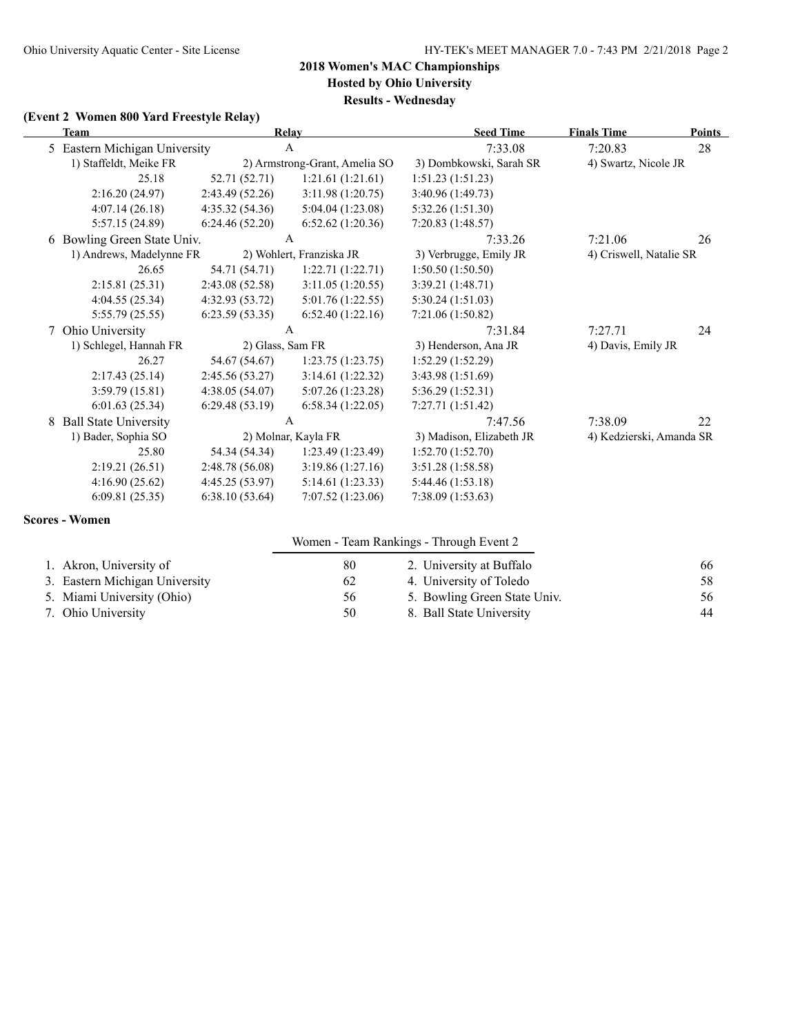## 2018 Women's MAC Championships

**Hosted by Ohio University**

**Results - Wednesday**

### (Event 2 Women 800 Yard Freestyle Relay)

| Team | Relay | | Seed Time | Finals Time | Points |
|---|---|---|---|---|---|
| 5 Eastern Michigan University | A | | 7:33.08 | 7:20.83 | 28 |
| 1) Staffeldt, Meike FR | 2) Armstrong-Grant, Amelia SO | | 3) Dombkowski, Sarah SR | 4) Swartz, Nicole JR | |
| 25.18 | 52.71 (52.71) | 1:21.61 (1:21.61) | 1:51.23 (1:51.23) | | |
| 2:16.20 (24.97) | 2:43.49 (52.26) | 3:11.98 (1:20.75) | 3:40.96 (1:49.73) | | |
| 4:07.14 (26.18) | 4:35.32 (54.36) | 5:04.04 (1:23.08) | 5:32.26 (1:51.30) | | |
| 5:57.15 (24.89) | 6:24.46 (52.20) | 6:52.62 (1:20.36) | 7:20.83 (1:48.57) | | |
| 6 Bowling Green State Univ. | A | | 7:33.26 | 7:21.06 | 26 |
| 1) Andrews, Madelynne FR | 2) Wohlert, Franziska JR | | 3) Verbrugge, Emily JR | 4) Criswell, Natalie SR | |
| 26.65 | 54.71 (54.71) | 1:22.71 (1:22.71) | 1:50.50 (1:50.50) | | |
| 2:15.81 (25.31) | 2:43.08 (52.58) | 3:11.05 (1:20.55) | 3:39.21 (1:48.71) | | |
| 4:04.55 (25.34) | 4:32.93 (53.72) | 5:01.76 (1:22.55) | 5:30.24 (1:51.03) | | |
| 5:55.79 (25.55) | 6:23.59 (53.35) | 6:52.40 (1:22.16) | 7:21.06 (1:50.82) | | |
| 7 Ohio University | A | | 7:31.84 | 7:27.71 | 24 |
| 1) Schlegel, Hannah FR | 2) Glass, Sam FR | | 3) Henderson, Ana JR | 4) Davis, Emily JR | |
| 26.27 | 54.67 (54.67) | 1:23.75 (1:23.75) | 1:52.29 (1:52.29) | | |
| 2:17.43 (25.14) | 2:45.56 (53.27) | 3:14.61 (1:22.32) | 3:43.98 (1:51.69) | | |
| 3:59.79 (15.81) | 4:38.05 (54.07) | 5:07.26 (1:23.28) | 5:36.29 (1:52.31) | | |
| 6:01.63 (25.34) | 6:29.48 (53.19) | 6:58.34 (1:22.05) | 7:27.71 (1:51.42) | | |
| 8 Ball State University | A | | 7:47.56 | 7:38.09 | 22 |
| 1) Bader, Sophia SO | 2) Molnar, Kayla FR | | 3) Madison, Elizabeth JR | 4) Kedzierski, Amanda SR | |
| 25.80 | 54.34 (54.34) | 1:23.49 (1:23.49) | 1:52.70 (1:52.70) | | |
| 2:19.21 (26.51) | 2:48.78 (56.08) | 3:19.86 (1:27.16) | 3:51.28 (1:58.58) | | |
| 4:16.90 (25.62) | 4:45.25 (53.97) | 5:14.61 (1:23.33) | 5:44.46 (1:53.18) | | |
| 6:09.81 (25.35) | 6:38.10 (53.64) | 7:07.52 (1:23.06) | 7:38.09 (1:53.63) | | |

### Scores - Women

Women - Team Rankings - Through Event 2

| | | | |
|---|---|---|---|
| 1. Akron, University of | 80 | 2. University at Buffalo | 66 |
| 3. Eastern Michigan University | 62 | 4. University of Toledo | 58 |
| 5. Miami University (Ohio) | 56 | 5. Bowling Green State Univ. | 56 |
| 7. Ohio University | 50 | 8. Ball State University | 44 |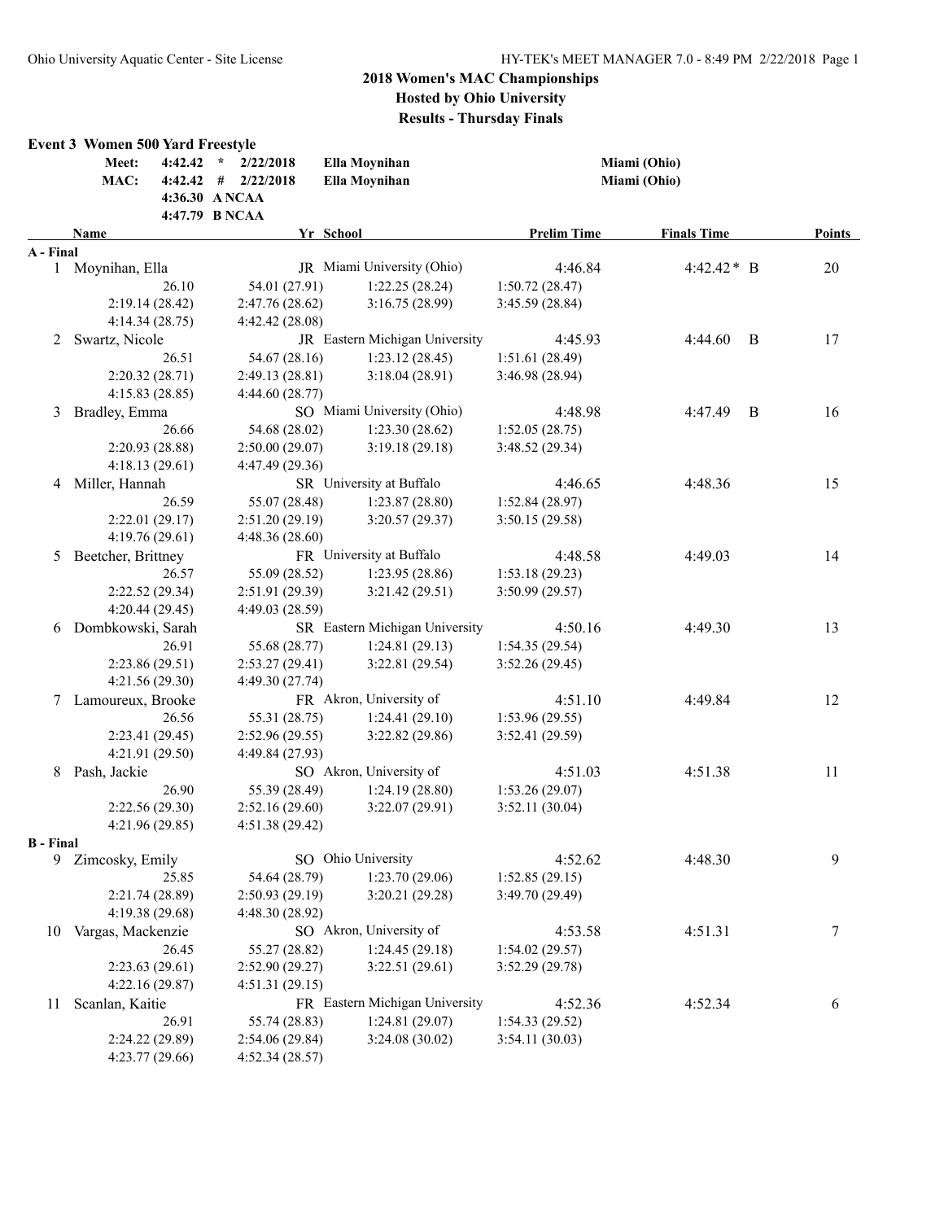## 2018 Women's MAC Championships
## Hosted by Ohio University
## Results - Thursday Finals

### Event 3 Women 500 Yard Freestyle

| | | | | |
|---|---|---|---|---|
| Meet: | 4:42.42 * | 2/22/2018 | Ella Moynihan | Miami (Ohio) |
| MAC: | 4:42.42 # | 2/22/2018 | Ella Moynihan | Miami (Ohio) |
| | 4:36.30 | A NCAA | | |
| | 4:47.79 | B NCAA | | |

| | Name | Yr | School | Prelim Time | Finals Time | Points |
|---|---|---|---|---|---|---|
| **A - Final** | | | | | | |
| 1 | Moynihan, Ella | JR | Miami University (Ohio) | 4:46.84 | 4:42.42* B | 20 |
| | 26.10 | 54.01 (27.91) | 1:22.25 (28.24) | 1:50.72 (28.47) | | |
| | 2:19.14 (28.42) | 2:47.76 (28.62) | 3:16.75 (28.99) | 3:45.59 (28.84) | | |
| | 4:14.34 (28.75) | 4:42.42 (28.08) | | | | |
| 2 | Swartz, Nicole | JR | Eastern Michigan University | 4:45.93 | 4:44.60 B | 17 |
| | 26.51 | 54.67 (28.16) | 1:23.12 (28.45) | 1:51.61 (28.49) | | |
| | 2:20.32 (28.71) | 2:49.13 (28.81) | 3:18.04 (28.91) | 3:46.98 (28.94) | | |
| | 4:15.83 (28.85) | 4:44.60 (28.77) | | | | |
| 3 | Bradley, Emma | SO | Miami University (Ohio) | 4:48.98 | 4:47.49 B | 16 |
| | 26.66 | 54.68 (28.02) | 1:23.30 (28.62) | 1:52.05 (28.75) | | |
| | 2:20.93 (28.88) | 2:50.00 (29.07) | 3:19.18 (29.18) | 3:48.52 (29.34) | | |
| | 4:18.13 (29.61) | 4:47.49 (29.36) | | | | |
| 4 | Miller, Hannah | SR | University at Buffalo | 4:46.65 | 4:48.36 | 15 |
| | 26.59 | 55.07 (28.48) | 1:23.87 (28.80) | 1:52.84 (28.97) | | |
| | 2:22.01 (29.17) | 2:51.20 (29.19) | 3:20.57 (29.37) | 3:50.15 (29.58) | | |
| | 4:19.76 (29.61) | 4:48.36 (28.60) | | | | |
| 5 | Beetcher, Brittney | FR | University at Buffalo | 4:48.58 | 4:49.03 | 14 |
| | 26.57 | 55.09 (28.52) | 1:23.95 (28.86) | 1:53.18 (29.23) | | |
| | 2:22.52 (29.34) | 2:51.91 (29.39) | 3:21.42 (29.51) | 3:50.99 (29.57) | | |
| | 4:20.44 (29.45) | 4:49.03 (28.59) | | | | |
| 6 | Dombkowski, Sarah | SR | Eastern Michigan University | 4:50.16 | 4:49.30 | 13 |
| | 26.91 | 55.68 (28.77) | 1:24.81 (29.13) | 1:54.35 (29.54) | | |
| | 2:23.86 (29.51) | 2:53.27 (29.41) | 3:22.81 (29.54) | 3:52.26 (29.45) | | |
| | 4:21.56 (29.30) | 4:49.30 (27.74) | | | | |
| 7 | Lamoureux, Brooke | FR | Akron, University of | 4:51.10 | 4:49.84 | 12 |
| | 26.56 | 55.31 (28.75) | 1:24.41 (29.10) | 1:53.96 (29.55) | | |
| | 2:23.41 (29.45) | 2:52.96 (29.55) | 3:22.82 (29.86) | 3:52.41 (29.59) | | |
| | 4:21.91 (29.50) | 4:49.84 (27.93) | | | | |
| 8 | Pash, Jackie | SO | Akron, University of | 4:51.03 | 4:51.38 | 11 |
| | 26.90 | 55.39 (28.49) | 1:24.19 (28.80) | 1:53.26 (29.07) | | |
| | 2:22.56 (29.30) | 2:52.16 (29.60) | 3:22.07 (29.91) | 3:52.11 (30.04) | | |
| | 4:21.96 (29.85) | 4:51.38 (29.42) | | | | |
| **B - Final** | | | | | | |
| 9 | Zimcosky, Emily | SO | Ohio University | 4:52.62 | 4:48.30 | 9 |
| | 25.85 | 54.64 (28.79) | 1:23.70 (29.06) | 1:52.85 (29.15) | | |
| | 2:21.74 (28.89) | 2:50.93 (29.19) | 3:20.21 (29.28) | 3:49.70 (29.49) | | |
| | 4:19.38 (29.68) | 4:48.30 (28.92) | | | | |
| 10 | Vargas, Mackenzie | SO | Akron, University of | 4:53.58 | 4:51.31 | 7 |
| | 26.45 | 55.27 (28.82) | 1:24.45 (29.18) | 1:54.02 (29.57) | | |
| | 2:23.63 (29.61) | 2:52.90 (29.27) | 3:22.51 (29.61) | 3:52.29 (29.78) | | |
| | 4:22.16 (29.87) | 4:51.31 (29.15) | | | | |
| 11 | Scanlan, Kaitie | FR | Eastern Michigan University | 4:52.36 | 4:52.34 | 6 |
| | 26.91 | 55.74 (28.83) | 1:24.81 (29.07) | 1:54.33 (29.52) | | |
| | 2:24.22 (29.89) | 2:54.06 (29.84) | 3:24.08 (30.02) | 3:54.11 (30.03) | | |
| | 4:23.77 (29.66) | 4:52.34 (28.57) | | | | |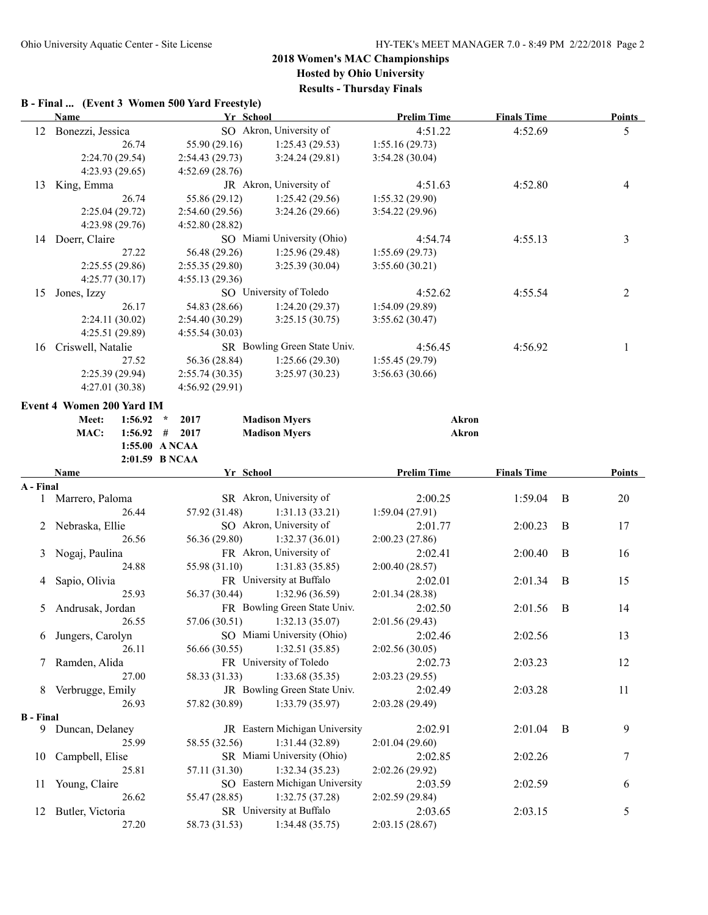## 2018 Women's MAC Championships

**Hosted by Ohio University**

**Results - Thursday Finals**

### B - Final ... (Event 3 Women 500 Yard Freestyle)

| | Name | Yr | School | Prelim Time | Finals Time | Points |
|---|---|---|---|---|---|---|
| 12 | Bonezzi, Jessica | SO | Akron, University of | 4:51.22 | 4:52.69 | 5 |
| | 26.74 | 55.90 (29.16) | 1:25.43 (29.53) | 1:55.16 (29.73) | | |
| | 2:24.70 (29.54) | 2:54.43 (29.73) | 3:24.24 (29.81) | 3:54.28 (30.04) | | |
| | 4:23.93 (29.65) | 4:52.69 (28.76) | | | | |
| 13 | King, Emma | JR | Akron, University of | 4:51.63 | 4:52.80 | 4 |
| | 26.74 | 55.86 (29.12) | 1:25.42 (29.56) | 1:55.32 (29.90) | | |
| | 2:25.04 (29.72) | 2:54.60 (29.56) | 3:24.26 (29.66) | 3:54.22 (29.96) | | |
| | 4:23.98 (29.76) | 4:52.80 (28.82) | | | | |
| 14 | Doerr, Claire | SO | Miami University (Ohio) | 4:54.74 | 4:55.13 | 3 |
| | 27.22 | 56.48 (29.26) | 1:25.96 (29.48) | 1:55.69 (29.73) | | |
| | 2:25.55 (29.86) | 2:55.35 (29.80) | 3:25.39 (30.04) | 3:55.60 (30.21) | | |
| | 4:25.77 (30.17) | 4:55.13 (29.36) | | | | |
| 15 | Jones, Izzy | SO | University of Toledo | 4:52.62 | 4:55.54 | 2 |
| | 26.17 | 54.83 (28.66) | 1:24.20 (29.37) | 1:54.09 (29.89) | | |
| | 2:24.11 (30.02) | 2:54.40 (30.29) | 3:25.15 (30.75) | 3:55.62 (30.47) | | |
| | 4:25.51 (29.89) | 4:55.54 (30.03) | | | | |
| 16 | Criswell, Natalie | SR | Bowling Green State Univ. | 4:56.45 | 4:56.92 | 1 |
| | 27.52 | 56.36 (28.84) | 1:25.66 (29.30) | 1:55.45 (29.79) | | |
| | 2:25.39 (29.94) | 2:55.74 (30.35) | 3:25.97 (30.23) | 3:56.63 (30.66) | | |
| | 4:27.01 (30.38) | 4:56.92 (29.91) | | | | |

### Event 4 Women 200 Yard IM

| | | | | |
|---|---|---|---|---|
| Meet: | 1:56.92 * | 2017 | Madison Myers | Akron |
| MAC: | 1:56.92 # | 2017 | Madison Myers | Akron |
| | 1:55.00 A NCAA | | | |
| | 2:01.59 B NCAA | | | |

| | Name | Yr | School | Prelim Time | Finals Time | | Points |
|---|---|---|---|---|---|---|---|
| **A - Final** | | | | | | | |
| 1 | Marrero, Paloma | SR | Akron, University of | 2:00.25 | 1:59.04 | B | 20 |
| | 26.44 | 57.92 (31.48) | 1:31.13 (33.21) | 1:59.04 (27.91) | | | |
| 2 | Nebraska, Ellie | SO | Akron, University of | 2:01.77 | 2:00.23 | B | 17 |
| | 26.56 | 56.36 (29.80) | 1:32.37 (36.01) | 2:00.23 (27.86) | | | |
| 3 | Nogaj, Paulina | FR | Akron, University of | 2:02.41 | 2:00.40 | B | 16 |
| | 24.88 | 55.98 (31.10) | 1:31.83 (35.85) | 2:00.40 (28.57) | | | |
| 4 | Sapio, Olivia | FR | University at Buffalo | 2:02.01 | 2:01.34 | B | 15 |
| | 25.93 | 56.37 (30.44) | 1:32.96 (36.59) | 2:01.34 (28.38) | | | |
| 5 | Andrusak, Jordan | FR | Bowling Green State Univ. | 2:02.50 | 2:01.56 | B | 14 |
| | 26.55 | 57.06 (30.51) | 1:32.13 (35.07) | 2:01.56 (29.43) | | | |
| 6 | Jungers, Carolyn | SO | Miami University (Ohio) | 2:02.46 | 2:02.56 | | 13 |
| | 26.11 | 56.66 (30.55) | 1:32.51 (35.85) | 2:02.56 (30.05) | | | |
| 7 | Ramden, Alida | FR | University of Toledo | 2:02.73 | 2:03.23 | | 12 |
| | 27.00 | 58.33 (31.33) | 1:33.68 (35.35) | 2:03.23 (29.55) | | | |
| 8 | Verbrugge, Emily | JR | Bowling Green State Univ. | 2:02.49 | 2:03.28 | | 11 |
| | 26.93 | 57.82 (30.89) | 1:33.79 (35.97) | 2:03.28 (29.49) | | | |
| **B - Final** | | | | | | | |
| 9 | Duncan, Delaney | JR | Eastern Michigan University | 2:02.91 | 2:01.04 | B | 9 |
| | 25.99 | 58.55 (32.56) | 1:31.44 (32.89) | 2:01.04 (29.60) | | | |
| 10 | Campbell, Elise | SR | Miami University (Ohio) | 2:02.85 | 2:02.26 | | 7 |
| | 25.81 | 57.11 (31.30) | 1:32.34 (35.23) | 2:02.26 (29.92) | | | |
| 11 | Young, Claire | SO | Eastern Michigan University | 2:03.59 | 2:02.59 | | 6 |
| | 26.62 | 55.47 (28.85) | 1:32.75 (37.28) | 2:02.59 (29.84) | | | |
| 12 | Butler, Victoria | SR | University at Buffalo | 2:03.65 | 2:03.15 | | 5 |
| | 27.20 | 58.73 (31.53) | 1:34.48 (35.75) | 2:03.15 (28.67) | | | |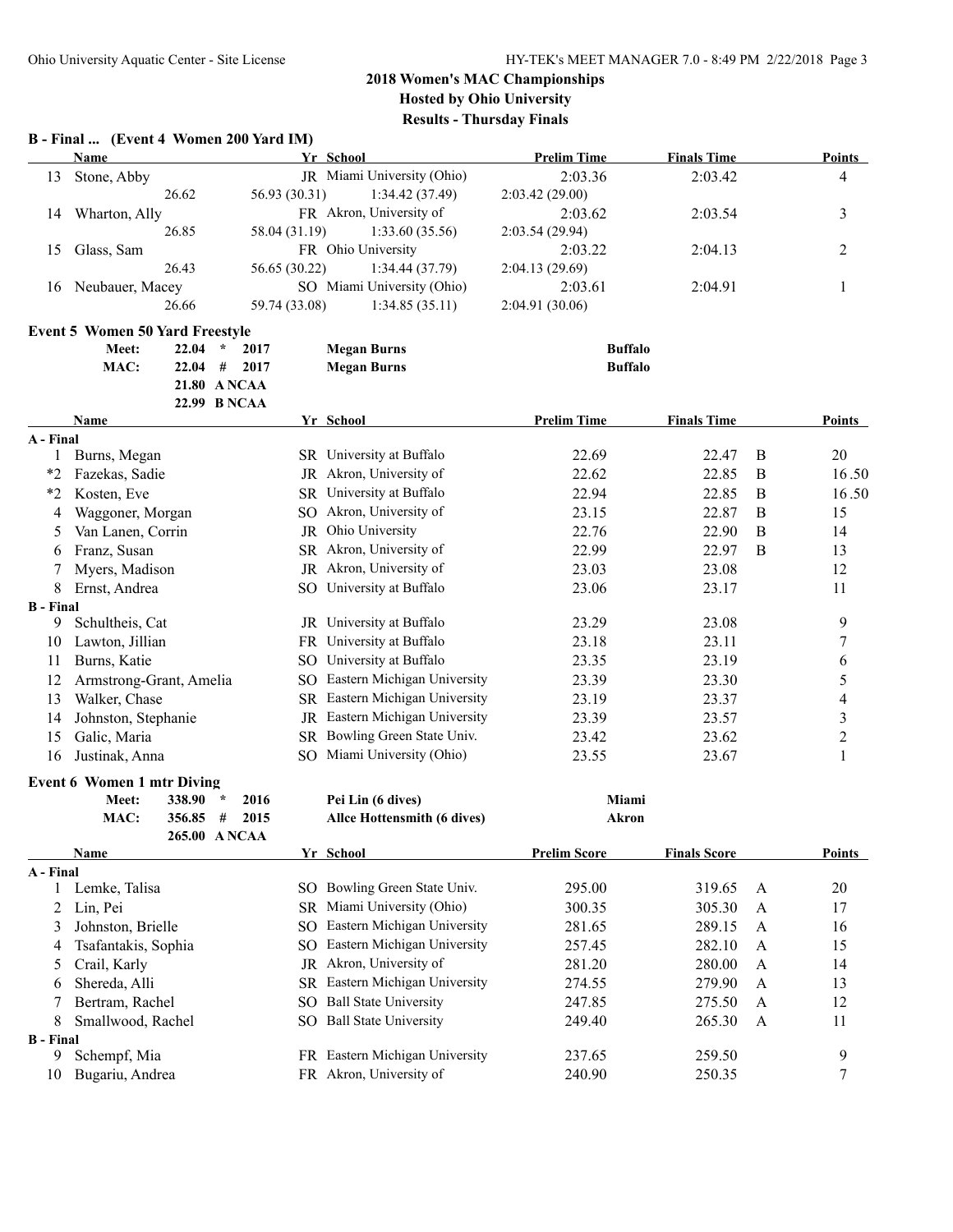## 2018 Women's MAC Championships
## Hosted by Ohio University
## Results - Thursday Finals

### B - Final ... (Event 4 Women 200 Yard IM)

| | Name | Yr | School | Prelim Time | Finals Time | Points |
|---|---|---|---|---|---|---|
| 13 | Stone, Abby | JR | Miami University (Ohio) | 2:03.36 | 2:03.42 | 4 |
| | 26.62 | 56.93 (30.31) | 1:34.42 (37.49) | 2:03.42 (29.00) | | |
| 14 | Wharton, Ally | FR | Akron, University of | 2:03.62 | 2:03.54 | 3 |
| | 26.85 | 58.04 (31.19) | 1:33.60 (35.56) | 2:03.54 (29.94) | | |
| 15 | Glass, Sam | FR | Ohio University | 2:03.22 | 2:04.13 | 2 |
| | 26.43 | 56.65 (30.22) | 1:34.44 (37.79) | 2:04.13 (29.69) | | |
| 16 | Neubauer, Macey | SO | Miami University (Ohio) | 2:03.61 | 2:04.91 | 1 |
| | 26.66 | 59.74 (33.08) | 1:34.85 (35.11) | 2:04.91 (30.06) | | |

### Event 5 Women 50 Yard Freestyle

Meet: 22.04 * 2017 Megan Burns Buffalo
MAC: 22.04 # 2017 Megan Burns Buffalo
21.80 A NCAA
22.99 B NCAA

| | Name | Yr | School | Prelim Time | Finals Time | | Points |
|---|---|---|---|---|---|---|---|
| **A - Final** | | | | | | | |
| 1 | Burns, Megan | SR | University at Buffalo | 22.69 | 22.47 | B | 20 |
| *2 | Fazekas, Sadie | JR | Akron, University of | 22.62 | 22.85 | B | 16.50 |
| *2 | Kosten, Eve | SR | University at Buffalo | 22.94 | 22.85 | B | 16.50 |
| 4 | Waggoner, Morgan | SO | Akron, University of | 23.15 | 22.87 | B | 15 |
| 5 | Van Lanen, Corrin | JR | Ohio University | 22.76 | 22.90 | B | 14 |
| 6 | Franz, Susan | SR | Akron, University of | 22.99 | 22.97 | B | 13 |
| 7 | Myers, Madison | JR | Akron, University of | 23.03 | 23.08 | | 12 |
| 8 | Ernst, Andrea | SO | University at Buffalo | 23.06 | 23.17 | | 11 |
| **B - Final** | | | | | | | |
| 9 | Schultheis, Cat | JR | University at Buffalo | 23.29 | 23.08 | | 9 |
| 10 | Lawton, Jillian | FR | University at Buffalo | 23.18 | 23.11 | | 7 |
| 11 | Burns, Katie | SO | University at Buffalo | 23.35 | 23.19 | | 6 |
| 12 | Armstrong-Grant, Amelia | SO | Eastern Michigan University | 23.39 | 23.30 | | 5 |
| 13 | Walker, Chase | SR | Eastern Michigan University | 23.19 | 23.37 | | 4 |
| 14 | Johnston, Stephanie | JR | Eastern Michigan University | 23.39 | 23.57 | | 3 |
| 15 | Galic, Maria | SR | Bowling Green State Univ. | 23.42 | 23.62 | | 2 |
| 16 | Justinak, Anna | SO | Miami University (Ohio) | 23.55 | 23.67 | | 1 |

### Event 6 Women 1 mtr Diving

Meet: 338.90 * 2016 Pei Lin (6 dives) Miami
MAC: 356.85 # 2015 Allce Hottensmith (6 dives) Akron
265.00 A NCAA

| | Name | Yr | School | Prelim Score | Finals Score | | Points |
|---|---|---|---|---|---|---|---|
| **A - Final** | | | | | | | |
| 1 | Lemke, Talisa | SO | Bowling Green State Univ. | 295.00 | 319.65 | A | 20 |
| 2 | Lin, Pei | SR | Miami University (Ohio) | 300.35 | 305.30 | A | 17 |
| 3 | Johnston, Brielle | SO | Eastern Michigan University | 281.65 | 289.15 | A | 16 |
| 4 | Tsafantakis, Sophia | SO | Eastern Michigan University | 257.45 | 282.10 | A | 15 |
| 5 | Crail, Karly | JR | Akron, University of | 281.20 | 280.00 | A | 14 |
| 6 | Shereda, Alli | SR | Eastern Michigan University | 274.55 | 279.90 | A | 13 |
| 7 | Bertram, Rachel | SO | Ball State University | 247.85 | 275.50 | A | 12 |
| 8 | Smallwood, Rachel | SO | Ball State University | 249.40 | 265.30 | A | 11 |
| **B - Final** | | | | | | | |
| 9 | Schempf, Mia | FR | Eastern Michigan University | 237.65 | 259.50 | | 9 |
| 10 | Bugariu, Andrea | FR | Akron, University of | 240.90 | 250.35 | | 7 |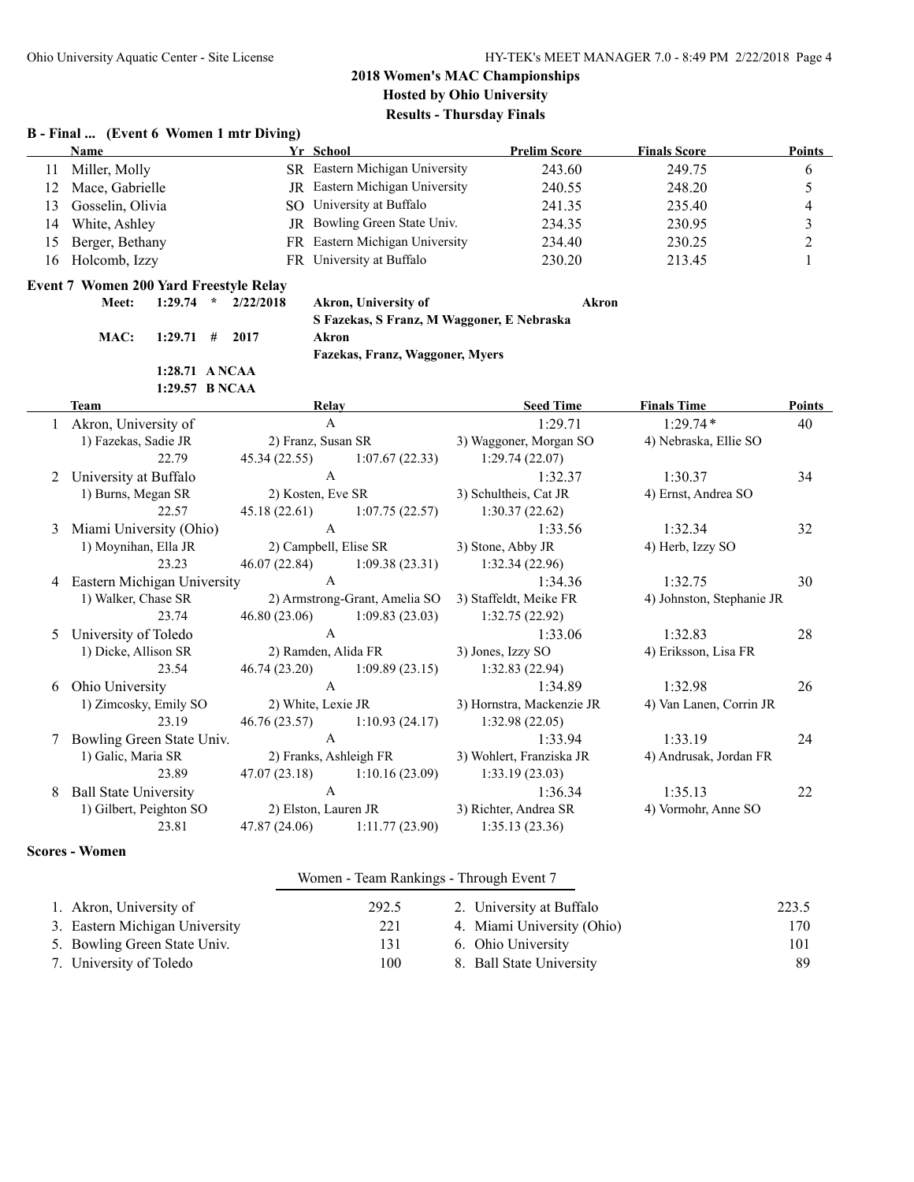## 2018 Women's MAC Championships
## Hosted by Ohio University
## Results - Thursday Finals

### B - Final ... (Event 6 Women 1 mtr Diving)

| | Name | Yr | School | Prelim Score | Finals Score | Points |
|---|---|---|---|---|---|---|
| 11 | Miller, Molly | SR | Eastern Michigan University | 243.60 | 249.75 | 6 |
| 12 | Mace, Gabrielle | JR | Eastern Michigan University | 240.55 | 248.20 | 5 |
| 13 | Gosselin, Olivia | SO | University at Buffalo | 241.35 | 235.40 | 4 |
| 14 | White, Ashley | JR | Bowling Green State Univ. | 234.35 | 230.95 | 3 |
| 15 | Berger, Bethany | FR | Eastern Michigan University | 234.40 | 230.25 | 2 |
| 16 | Holcomb, Izzy | FR | University at Buffalo | 230.20 | 213.45 | 1 |

### Event 7 Women 200 Yard Freestyle Relay

Meet: 1:29.74 * 2/22/2018 Akron, University of Akron
S Fazekas, S Franz, M Waggoner, E Nebraska

MAC: 1:29.71 # 2017 Akron
Fazekas, Franz, Waggoner, Myers

1:28.71 A NCAA

1:29.57 B NCAA

| | Team | Relay | | Seed Time | Finals Time | Points |
|---|---|---|---|---|---|---|
| 1 | Akron, University of | A | | 1:29.71 | 1:29.74* | 40 |
| | 1) Fazekas, Sadie JR | 2) Franz, Susan SR | | 3) Waggoner, Morgan SO | 4) Nebraska, Ellie SO | |
| | 22.79 | 45.34 (22.55) | 1:07.67 (22.33) | 1:29.74 (22.07) | | |
| 2 | University at Buffalo | A | | 1:32.37 | 1:30.37 | 34 |
| | 1) Burns, Megan SR | 2) Kosten, Eve SR | | 3) Schultheis, Cat JR | 4) Ernst, Andrea SO | |
| | 22.57 | 45.18 (22.61) | 1:07.75 (22.57) | 1:30.37 (22.62) | | |
| 3 | Miami University (Ohio) | A | | 1:33.56 | 1:32.34 | 32 |
| | 1) Moynihan, Ella JR | 2) Campbell, Elise SR | | 3) Stone, Abby JR | 4) Herb, Izzy SO | |
| | 23.23 | 46.07 (22.84) | 1:09.38 (23.31) | 1:32.34 (22.96) | | |
| 4 | Eastern Michigan University | A | | 1:34.36 | 1:32.75 | 30 |
| | 1) Walker, Chase SR | 2) Armstrong-Grant, Amelia SO | | 3) Staffeldt, Meike FR | 4) Johnston, Stephanie JR | |
| | 23.74 | 46.80 (23.06) | 1:09.83 (23.03) | 1:32.75 (22.92) | | |
| 5 | University of Toledo | A | | 1:33.06 | 1:32.83 | 28 |
| | 1) Dicke, Allison SR | 2) Ramden, Alida FR | | 3) Jones, Izzy SO | 4) Eriksson, Lisa FR | |
| | 23.54 | 46.74 (23.20) | 1:09.89 (23.15) | 1:32.83 (22.94) | | |
| 6 | Ohio University | A | | 1:34.89 | 1:32.98 | 26 |
| | 1) Zimcosky, Emily SO | 2) White, Lexie JR | | 3) Hornstra, Mackenzie JR | 4) Van Lanen, Corrin JR | |
| | 23.19 | 46.76 (23.57) | 1:10.93 (24.17) | 1:32.98 (22.05) | | |
| 7 | Bowling Green State Univ. | A | | 1:33.94 | 1:33.19 | 24 |
| | 1) Galic, Maria SR | 2) Franks, Ashleigh FR | | 3) Wohlert, Franziska JR | 4) Andrusak, Jordan FR | |
| | 23.89 | 47.07 (23.18) | 1:10.16 (23.09) | 1:33.19 (23.03) | | |
| 8 | Ball State University | A | | 1:36.34 | 1:35.13 | 22 |
| | 1) Gilbert, Peighton SO | 2) Elston, Lauren JR | | 3) Richter, Andrea SR | 4) Vormohr, Anne SO | |
| | 23.81 | 47.87 (24.06) | 1:11.77 (23.90) | 1:35.13 (23.36) | | |

### Scores - Women

Women - Team Rankings - Through Event 7

| | | | |
|---|---|---|---|
| 1. Akron, University of | 292.5 | 2. University at Buffalo | 223.5 |
| 3. Eastern Michigan University | 221 | 4. Miami University (Ohio) | 170 |
| 5. Bowling Green State Univ. | 131 | 6. Ohio University | 101 |
| 7. University of Toledo | 100 | 8. Ball State University | 89 |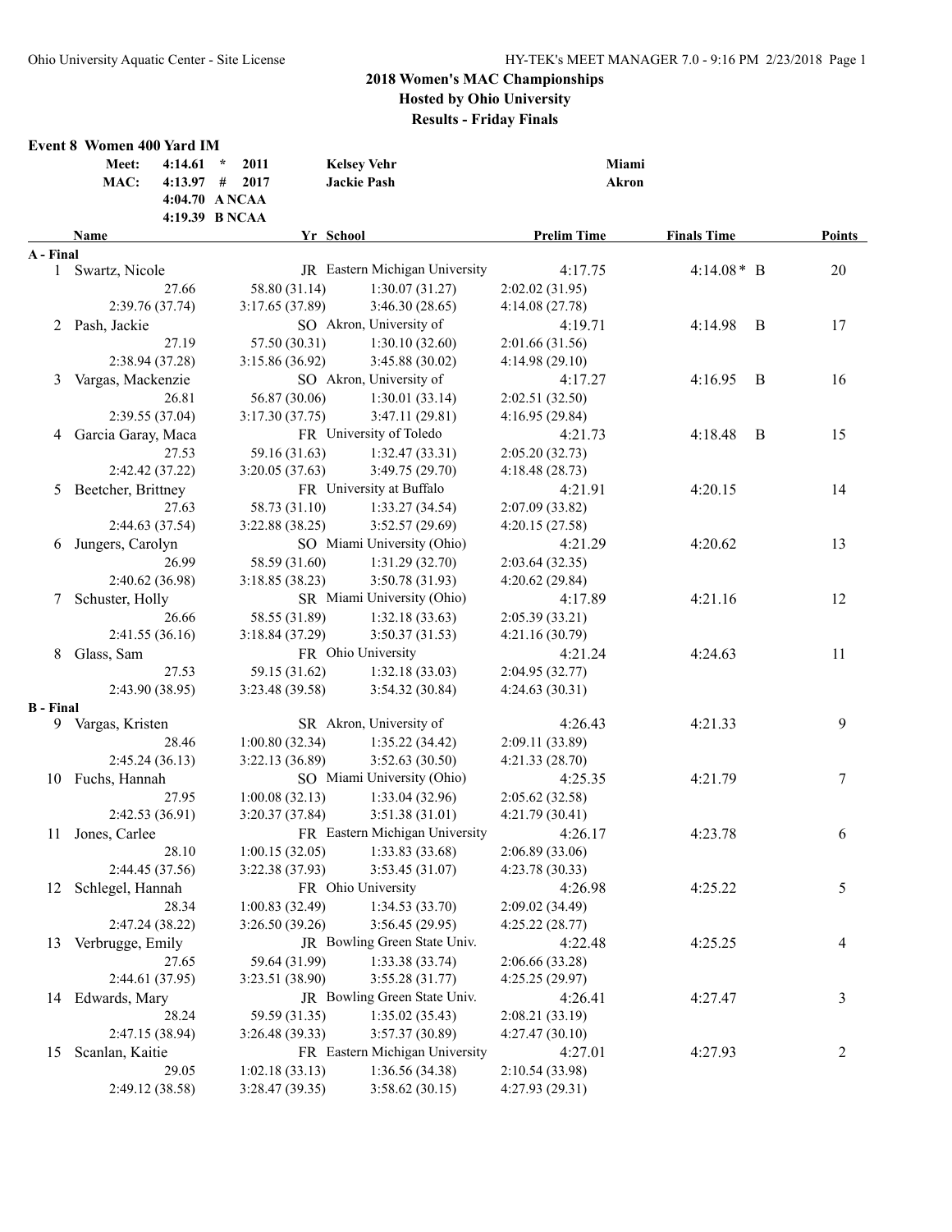# 2018 Women's MAC Championships
## Hosted by Ohio University
## Results - Friday Finals

### Event 8 Women 400 Yard IM

| | | | | | |
|---|---|---|---|---|---|
| Meet: | 4:14.61 | * | 2011 | Kelsey Vehr | Miami |
| MAC: | 4:13.97 | # | 2017 | Jackie Pash | Akron |
| | 4:04.70 | A NCAA | | | |
| | 4:19.39 | B NCAA | | | |

| Name | Yr | School | Prelim Time | Finals Time | Points |
|---|---|---|---|---|---|
| **A - Final** | | | | | |
| 1 Swartz, Nicole | JR | Eastern Michigan University | 4:17.75 | 4:14.08* B | 20 |
| 27.66 / 58.80 (31.14) / 1:30.07 (31.27) / 2:02.02 (31.95) / 2:39.76 (37.74) / 3:17.65 (37.89) / 3:46.30 (28.65) / 4:14.08 (27.78) | | | | | |
| 2 Pash, Jackie | SO | Akron, University of | 4:19.71 | 4:14.98 B | 17 |
| 27.19 / 57.50 (30.31) / 1:30.10 (32.60) / 2:01.66 (31.56) / 2:38.94 (37.28) / 3:15.86 (36.92) / 3:45.88 (30.02) / 4:14.98 (29.10) | | | | | |
| 3 Vargas, Mackenzie | SO | Akron, University of | 4:17.27 | 4:16.95 B | 16 |
| 26.81 / 56.87 (30.06) / 1:30.01 (33.14) / 2:02.51 (32.50) / 2:39.55 (37.04) / 3:17.30 (37.75) / 3:47.11 (29.81) / 4:16.95 (29.84) | | | | | |
| 4 Garcia Garay, Maca | FR | University of Toledo | 4:21.73 | 4:18.48 B | 15 |
| 27.53 / 59.16 (31.63) / 1:32.47 (33.31) / 2:05.20 (32.73) / 2:42.42 (37.22) / 3:20.05 (37.63) / 3:49.75 (29.70) / 4:18.48 (28.73) | | | | | |
| 5 Beetcher, Brittney | FR | University at Buffalo | 4:21.91 | 4:20.15 | 14 |
| 27.63 / 58.73 (31.10) / 1:33.27 (34.54) / 2:07.09 (33.82) / 2:44.63 (37.54) / 3:22.88 (38.25) / 3:52.57 (29.69) / 4:20.15 (27.58) | | | | | |
| 6 Jungers, Carolyn | SO | Miami University (Ohio) | 4:21.29 | 4:20.62 | 13 |
| 26.99 / 58.59 (31.60) / 1:31.29 (32.70) / 2:03.64 (32.35) / 2:40.62 (36.98) / 3:18.85 (38.23) / 3:50.78 (31.93) / 4:20.62 (29.84) | | | | | |
| 7 Schuster, Holly | SR | Miami University (Ohio) | 4:17.89 | 4:21.16 | 12 |
| 26.66 / 58.55 (31.89) / 1:32.18 (33.63) / 2:05.39 (33.21) / 2:41.55 (36.16) / 3:18.84 (37.29) / 3:50.37 (31.53) / 4:21.16 (30.79) | | | | | |
| 8 Glass, Sam | FR | Ohio University | 4:21.24 | 4:24.63 | 11 |
| 27.53 / 59.15 (31.62) / 1:32.18 (33.03) / 2:04.95 (32.77) / 2:43.90 (38.95) / 3:23.48 (39.58) / 3:54.32 (30.84) / 4:24.63 (30.31) | | | | | |
| **B - Final** | | | | | |
| 9 Vargas, Kristen | SR | Akron, University of | 4:26.43 | 4:21.33 | 9 |
| 28.46 / 1:00.80 (32.34) / 1:35.22 (34.42) / 2:09.11 (33.89) / 2:45.24 (36.13) / 3:22.13 (36.89) / 3:52.63 (30.50) / 4:21.33 (28.70) | | | | | |
| 10 Fuchs, Hannah | SO | Miami University (Ohio) | 4:25.35 | 4:21.79 | 7 |
| 27.95 / 1:00.08 (32.13) / 1:33.04 (32.96) / 2:05.62 (32.58) / 2:42.53 (36.91) / 3:20.37 (37.84) / 3:51.38 (31.01) / 4:21.79 (30.41) | | | | | |
| 11 Jones, Carlee | FR | Eastern Michigan University | 4:26.17 | 4:23.78 | 6 |
| 28.10 / 1:00.15 (32.05) / 1:33.83 (33.68) / 2:06.89 (33.06) / 2:44.45 (37.56) / 3:22.38 (37.93) / 3:53.45 (31.07) / 4:23.78 (30.33) | | | | | |
| 12 Schlegel, Hannah | FR | Ohio University | 4:26.98 | 4:25.22 | 5 |
| 28.34 / 1:00.83 (32.49) / 1:34.53 (33.70) / 2:09.02 (34.49) / 2:47.24 (38.22) / 3:26.50 (39.26) / 3:56.45 (29.95) / 4:25.22 (28.77) | | | | | |
| 13 Verbrugge, Emily | JR | Bowling Green State Univ. | 4:22.48 | 4:25.25 | 4 |
| 27.65 / 59.64 (31.99) / 1:33.38 (33.74) / 2:06.66 (33.28) / 2:44.61 (37.95) / 3:23.51 (38.90) / 3:55.28 (31.77) / 4:25.25 (29.97) | | | | | |
| 14 Edwards, Mary | JR | Bowling Green State Univ. | 4:26.41 | 4:27.47 | 3 |
| 28.24 / 59.59 (31.35) / 1:35.02 (35.43) / 2:08.21 (33.19) / 2:47.15 (38.94) / 3:26.48 (39.33) / 3:57.37 (30.89) / 4:27.47 (30.10) | | | | | |
| 15 Scanlan, Kaitie | FR | Eastern Michigan University | 4:27.01 | 4:27.93 | 2 |
| 29.05 / 1:02.18 (33.13) / 1:36.56 (34.38) / 2:10.54 (33.98) / 2:49.12 (38.58) / 3:28.47 (39.35) / 3:58.62 (30.15) / 4:27.93 (29.31) | | | | | |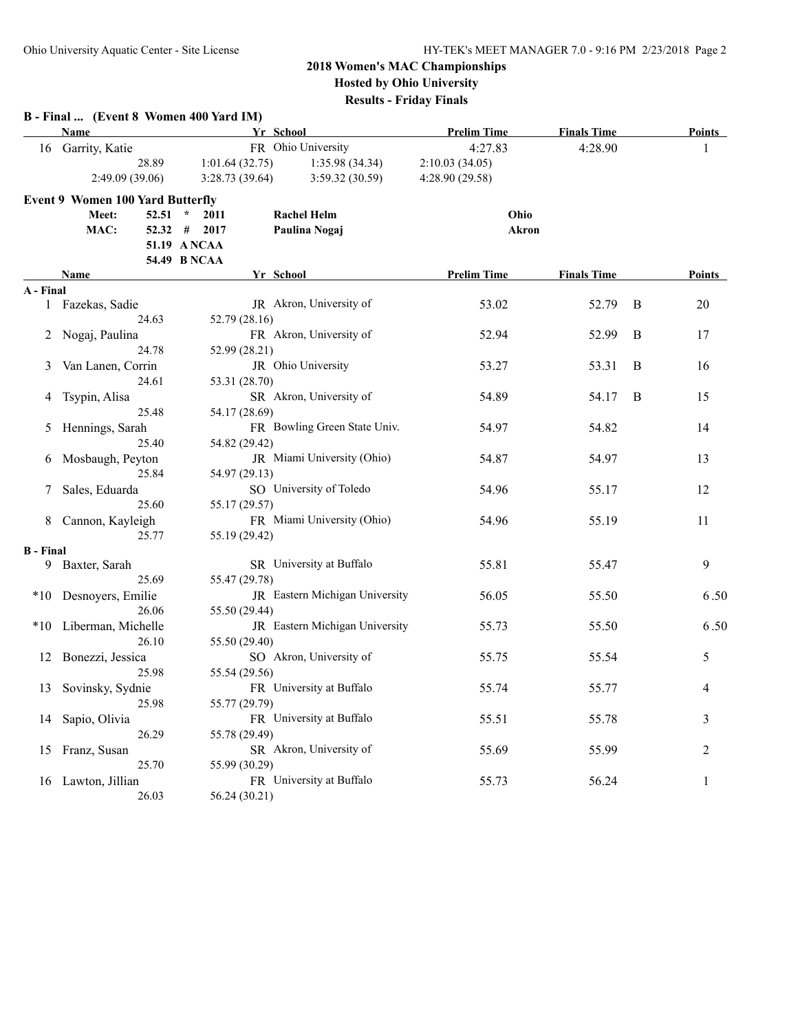## 2018 Women's MAC Championships
### Hosted by Ohio University
### Results - Friday Finals

**B - Final ... (Event 8 Women 400 Yard IM)**

| | Name | Yr | School | Prelim Time | Finals Time | | Points |
|---|---|---|---|---|---|---|---|
| 16 | Garrity, Katie | FR | Ohio University | 4:27.83 | 4:28.90 | | 1 |
| | 28.89 | 1:01.64 (32.75) | 1:35.98 (34.34) | 2:10.03 (34.05) | | | |
| | 2:49.09 (39.06) | 3:28.73 (39.64) | 3:59.32 (30.59) | 4:28.90 (29.58) | | | |

**Event 9 Women 100 Yard Butterfly**

| | | | | |
|---|---|---|---|---|
| Meet: | 52.51 * | 2011 | Rachel Helm | Ohio |
| MAC: | 52.32 # | 2017 | Paulina Nogaj | Akron |
| | 51.19 | A NCAA | | |
| | 54.49 | B NCAA | | |

| | Name | Yr | School | Prelim Time | Finals Time | | Points |
|---|---|---|---|---|---|---|---|
| **A - Final** | | | | | | | |
| 1 | Fazekas, Sadie | JR | Akron, University of | 53.02 | 52.79 | B | 20 |
| | 24.63 | 52.79 (28.16) | | | | | |
| 2 | Nogaj, Paulina | FR | Akron, University of | 52.94 | 52.99 | B | 17 |
| | 24.78 | 52.99 (28.21) | | | | | |
| 3 | Van Lanen, Corrin | JR | Ohio University | 53.27 | 53.31 | B | 16 |
| | 24.61 | 53.31 (28.70) | | | | | |
| 4 | Tsypin, Alisa | SR | Akron, University of | 54.89 | 54.17 | B | 15 |
| | 25.48 | 54.17 (28.69) | | | | | |
| 5 | Hennings, Sarah | FR | Bowling Green State Univ. | 54.97 | 54.82 | | 14 |
| | 25.40 | 54.82 (29.42) | | | | | |
| 6 | Mosbaugh, Peyton | JR | Miami University (Ohio) | 54.87 | 54.97 | | 13 |
| | 25.84 | 54.97 (29.13) | | | | | |
| 7 | Sales, Eduarda | SO | University of Toledo | 54.96 | 55.17 | | 12 |
| | 25.60 | 55.17 (29.57) | | | | | |
| 8 | Cannon, Kayleigh | FR | Miami University (Ohio) | 54.96 | 55.19 | | 11 |
| | 25.77 | 55.19 (29.42) | | | | | |
| **B - Final** | | | | | | | |
| 9 | Baxter, Sarah | SR | University at Buffalo | 55.81 | 55.47 | | 9 |
| | 25.69 | 55.47 (29.78) | | | | | |
| *10 | Desnoyers, Emilie | JR | Eastern Michigan University | 56.05 | 55.50 | | 6.50 |
| | 26.06 | 55.50 (29.44) | | | | | |
| *10 | Liberman, Michelle | JR | Eastern Michigan University | 55.73 | 55.50 | | 6.50 |
| | 26.10 | 55.50 (29.40) | | | | | |
| 12 | Bonezzi, Jessica | SO | Akron, University of | 55.75 | 55.54 | | 5 |
| | 25.98 | 55.54 (29.56) | | | | | |
| 13 | Sovinsky, Sydnie | FR | University at Buffalo | 55.74 | 55.77 | | 4 |
| | 25.98 | 55.77 (29.79) | | | | | |
| 14 | Sapio, Olivia | FR | University at Buffalo | 55.51 | 55.78 | | 3 |
| | 26.29 | 55.78 (29.49) | | | | | |
| 15 | Franz, Susan | SR | Akron, University of | 55.69 | 55.99 | | 2 |
| | 25.70 | 55.99 (30.29) | | | | | |
| 16 | Lawton, Jillian | FR | University at Buffalo | 55.73 | 56.24 | | 1 |
| | 26.03 | 56.24 (30.21) | | | | | |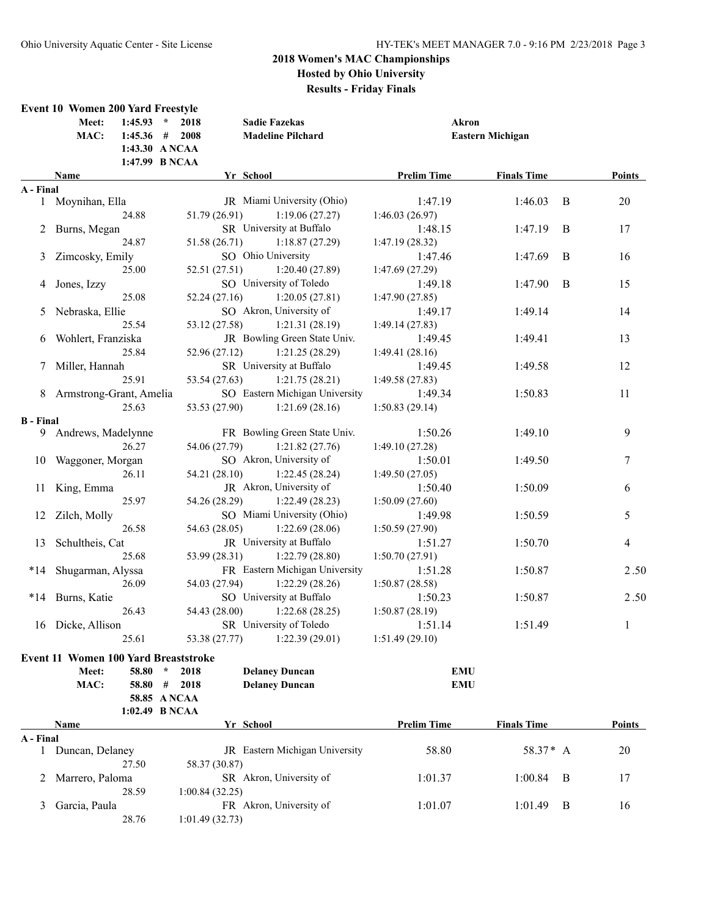# 2018 Women's MAC Championships

**Hosted by Ohio University**

**Results - Friday Finals**

## Event 10 Women 200 Yard Freestyle

| | | | | |
|---|---|---|---|---|
| Meet: | 1:45.93 * | 2018 | Sadie Fazekas | Akron |
| MAC: | 1:45.36 # | 2008 | Madeline Pilchard | Eastern Michigan |
| | 1:43.30 A NCAA | | | |
| | 1:47.99 B NCAA | | | |

| | Name | Yr | School | Prelim Time | Finals Time | | Points |
|---|---|---|---|---|---|---|---|
| **A - Final** | | | | | | | |
| 1 | Moynihan, Ella | JR | Miami University (Ohio) | 1:47.19 | 1:46.03 | B | 20 |
| | 24.88 | 51.79 (26.91) | 1:19.06 (27.27) | 1:46.03 (26.97) | | | |
| 2 | Burns, Megan | SR | University at Buffalo | 1:48.15 | 1:47.19 | B | 17 |
| | 24.87 | 51.58 (26.71) | 1:18.87 (27.29) | 1:47.19 (28.32) | | | |
| 3 | Zimcosky, Emily | SO | Ohio University | 1:47.46 | 1:47.69 | B | 16 |
| | 25.00 | 52.51 (27.51) | 1:20.40 (27.89) | 1:47.69 (27.29) | | | |
| 4 | Jones, Izzy | SO | University of Toledo | 1:49.18 | 1:47.90 | B | 15 |
| | 25.08 | 52.24 (27.16) | 1:20.05 (27.81) | 1:47.90 (27.85) | | | |
| 5 | Nebraska, Ellie | SO | Akron, University of | 1:49.17 | 1:49.14 | | 14 |
| | 25.54 | 53.12 (27.58) | 1:21.31 (28.19) | 1:49.14 (27.83) | | | |
| 6 | Wohlert, Franziska | JR | Bowling Green State Univ. | 1:49.45 | 1:49.41 | | 13 |
| | 25.84 | 52.96 (27.12) | 1:21.25 (28.29) | 1:49.41 (28.16) | | | |
| 7 | Miller, Hannah | SR | University at Buffalo | 1:49.45 | 1:49.58 | | 12 |
| | 25.91 | 53.54 (27.63) | 1:21.75 (28.21) | 1:49.58 (27.83) | | | |
| 8 | Armstrong-Grant, Amelia | SO | Eastern Michigan University | 1:49.34 | 1:50.83 | | 11 |
| | 25.63 | 53.53 (27.90) | 1:21.69 (28.16) | 1:50.83 (29.14) | | | |
| **B - Final** | | | | | | | |
| 9 | Andrews, Madelynne | FR | Bowling Green State Univ. | 1:50.26 | 1:49.10 | | 9 |
| | 26.27 | 54.06 (27.79) | 1:21.82 (27.76) | 1:49.10 (27.28) | | | |
| 10 | Waggoner, Morgan | SO | Akron, University of | 1:50.01 | 1:49.50 | | 7 |
| | 26.11 | 54.21 (28.10) | 1:22.45 (28.24) | 1:49.50 (27.05) | | | |
| 11 | King, Emma | JR | Akron, University of | 1:50.40 | 1:50.09 | | 6 |
| | 25.97 | 54.26 (28.29) | 1:22.49 (28.23) | 1:50.09 (27.60) | | | |
| 12 | Zilch, Molly | SO | Miami University (Ohio) | 1:49.98 | 1:50.59 | | 5 |
| | 26.58 | 54.63 (28.05) | 1:22.69 (28.06) | 1:50.59 (27.90) | | | |
| 13 | Schultheis, Cat | JR | University at Buffalo | 1:51.27 | 1:50.70 | | 4 |
| | 25.68 | 53.99 (28.31) | 1:22.79 (28.80) | 1:50.70 (27.91) | | | |
| *14 | Shugarman, Alyssa | FR | Eastern Michigan University | 1:51.28 | 1:50.87 | | 2.50 |
| | 26.09 | 54.03 (27.94) | 1:22.29 (28.26) | 1:50.87 (28.58) | | | |
| *14 | Burns, Katie | SO | University at Buffalo | 1:50.23 | 1:50.87 | | 2.50 |
| | 26.43 | 54.43 (28.00) | 1:22.68 (28.25) | 1:50.87 (28.19) | | | |
| 16 | Dicke, Allison | SR | University of Toledo | 1:51.14 | 1:51.49 | | 1 |
| | 25.61 | 53.38 (27.77) | 1:22.39 (29.01) | 1:51.49 (29.10) | | | |

## Event 11 Women 100 Yard Breaststroke

| | | | | |
|---|---|---|---|---|
| Meet: | 58.80 * | 2018 | Delaney Duncan | EMU |
| MAC: | 58.80 # | 2018 | Delaney Duncan | EMU |
| | 58.85 A NCAA | | | |
| | 1:02.49 B NCAA | | | |

| | Name | Yr | School | Prelim Time | Finals Time | | Points |
|---|---|---|---|---|---|---|---|
| **A - Final** | | | | | | | |
| 1 | Duncan, Delaney | JR | Eastern Michigan University | 58.80 | 58.37* | A | 20 |
| | 27.50 | 58.37 (30.87) | | | | | |
| 2 | Marrero, Paloma | SR | Akron, University of | 1:01.37 | 1:00.84 | B | 17 |
| | 28.59 | 1:00.84 (32.25) | | | | | |
| 3 | Garcia, Paula | FR | Akron, University of | 1:01.07 | 1:01.49 | B | 16 |
| | 28.76 | 1:01.49 (32.73) | | | | | |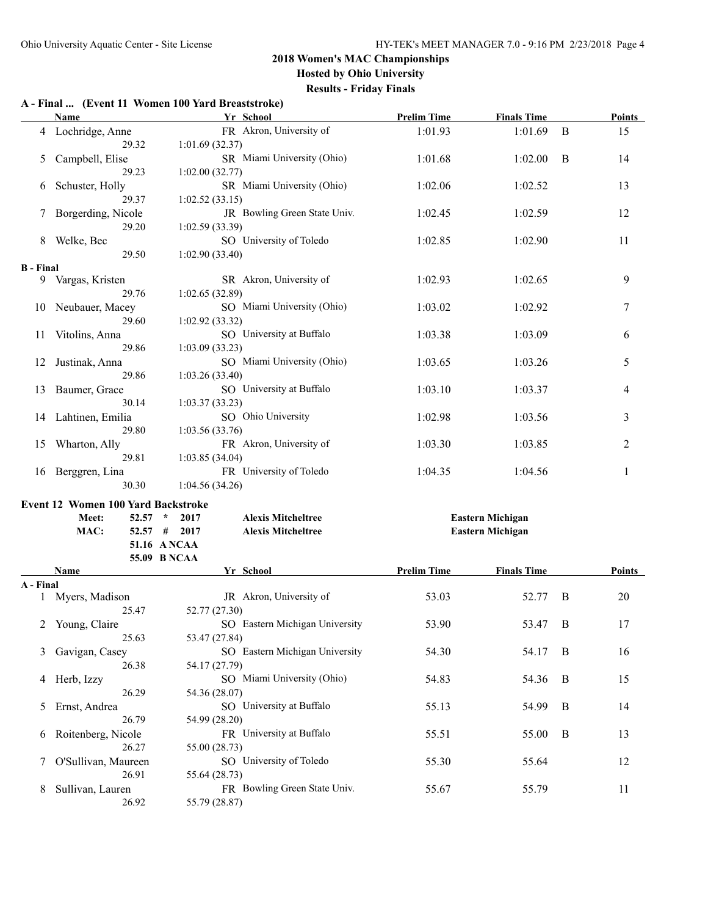## 2018 Women's MAC Championships

**Hosted by Ohio University**

**Results - Friday Finals**

### A - Final ... (Event 11 Women 100 Yard Breaststroke)

| | Name | Yr | School | Prelim Time | Finals Time | | Points |
|---|---|---|---|---|---|---|---|
| 4 | Lochridge, Anne | FR | Akron, University of | 1:01.93 | 1:01.69 | B | 15 |
| | 29.32 | | 1:01.69 (32.37) | | | | |
| 5 | Campbell, Elise | SR | Miami University (Ohio) | 1:01.68 | 1:02.00 | B | 14 |
| | 29.23 | | 1:02.00 (32.77) | | | | |
| 6 | Schuster, Holly | SR | Miami University (Ohio) | 1:02.06 | 1:02.52 | | 13 |
| | 29.37 | | 1:02.52 (33.15) | | | | |
| 7 | Borgerding, Nicole | JR | Bowling Green State Univ. | 1:02.45 | 1:02.59 | | 12 |
| | 29.20 | | 1:02.59 (33.39) | | | | |
| 8 | Welke, Bec | SO | University of Toledo | 1:02.85 | 1:02.90 | | 11 |
| | 29.50 | | 1:02.90 (33.40) | | | | |
| **B - Final** | | | | | | | |
| 9 | Vargas, Kristen | SR | Akron, University of | 1:02.93 | 1:02.65 | | 9 |
| | 29.76 | | 1:02.65 (32.89) | | | | |
| 10 | Neubauer, Macey | SO | Miami University (Ohio) | 1:03.02 | 1:02.92 | | 7 |
| | 29.60 | | 1:02.92 (33.32) | | | | |
| 11 | Vitolins, Anna | SO | University at Buffalo | 1:03.38 | 1:03.09 | | 6 |
| | 29.86 | | 1:03.09 (33.23) | | | | |
| 12 | Justinak, Anna | SO | Miami University (Ohio) | 1:03.65 | 1:03.26 | | 5 |
| | 29.86 | | 1:03.26 (33.40) | | | | |
| 13 | Baumer, Grace | SO | University at Buffalo | 1:03.10 | 1:03.37 | | 4 |
| | 30.14 | | 1:03.37 (33.23) | | | | |
| 14 | Lahtinen, Emilia | SO | Ohio University | 1:02.98 | 1:03.56 | | 3 |
| | 29.80 | | 1:03.56 (33.76) | | | | |
| 15 | Wharton, Ally | FR | Akron, University of | 1:03.30 | 1:03.85 | | 2 |
| | 29.81 | | 1:03.85 (34.04) | | | | |
| 16 | Berggren, Lina | FR | University of Toledo | 1:04.35 | 1:04.56 | | 1 |
| | 30.30 | | 1:04.56 (34.26) | | | | |

### Event 12 Women 100 Yard Backstroke

| | | | | |
|---|---|---|---|---|
| Meet: | 52.57 * | 2017 | Alexis Mitcheltree | Eastern Michigan |
| MAC: | 52.57 # | 2017 | Alexis Mitcheltree | Eastern Michigan |
| | 51.16 A NCAA | | | |
| | 55.09 B NCAA | | | |

| | Name | Yr | School | Prelim Time | Finals Time | | Points |
|---|---|---|---|---|---|---|---|
| **A - Final** | | | | | | | |
| 1 | Myers, Madison | JR | Akron, University of | 53.03 | 52.77 | B | 20 |
| | 25.47 | | 52.77 (27.30) | | | | |
| 2 | Young, Claire | SO | Eastern Michigan University | 53.90 | 53.47 | B | 17 |
| | 25.63 | | 53.47 (27.84) | | | | |
| 3 | Gavigan, Casey | SO | Eastern Michigan University | 54.30 | 54.17 | B | 16 |
| | 26.38 | | 54.17 (27.79) | | | | |
| 4 | Herb, Izzy | SO | Miami University (Ohio) | 54.83 | 54.36 | B | 15 |
| | 26.29 | | 54.36 (28.07) | | | | |
| 5 | Ernst, Andrea | SO | University at Buffalo | 55.13 | 54.99 | B | 14 |
| | 26.79 | | 54.99 (28.20) | | | | |
| 6 | Roitenberg, Nicole | FR | University at Buffalo | 55.51 | 55.00 | B | 13 |
| | 26.27 | | 55.00 (28.73) | | | | |
| 7 | O'Sullivan, Maureen | SO | University of Toledo | 55.30 | 55.64 | | 12 |
| | 26.91 | | 55.64 (28.73) | | | | |
| 8 | Sullivan, Lauren | FR | Bowling Green State Univ. | 55.67 | 55.79 | | 11 |
| | 26.92 | | 55.79 (28.87) | | | | |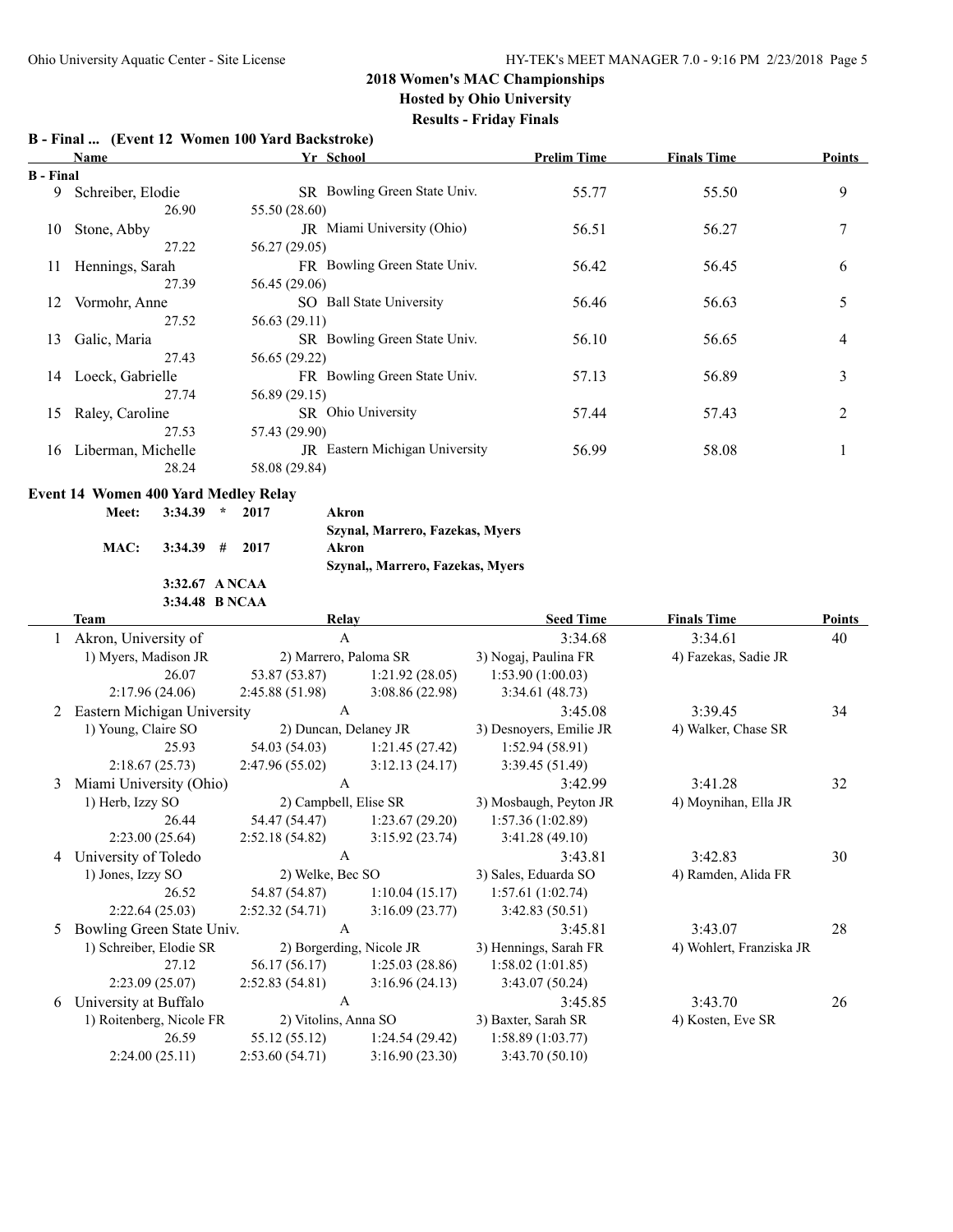## 2018 Women's MAC Championships
**Hosted by Ohio University**
**Results - Friday Finals**

### B - Final ... (Event 12 Women 100 Yard Backstroke)

| | Name | Yr | School | Prelim Time | Finals Time | Points |
|---|---|---|---|---|---|---|
| **B - Final** | | | | | | |
| 9 | Schreiber, Elodie | SR | Bowling Green State Univ. | 55.77 | 55.50 | 9 |
| | 26.90 | 55.50 (28.60) | | | | |
| 10 | Stone, Abby | JR | Miami University (Ohio) | 56.51 | 56.27 | 7 |
| | 27.22 | 56.27 (29.05) | | | | |
| 11 | Hennings, Sarah | FR | Bowling Green State Univ. | 56.42 | 56.45 | 6 |
| | 27.39 | 56.45 (29.06) | | | | |
| 12 | Vormohr, Anne | SO | Ball State University | 56.46 | 56.63 | 5 |
| | 27.52 | 56.63 (29.11) | | | | |
| 13 | Galic, Maria | SR | Bowling Green State Univ. | 56.10 | 56.65 | 4 |
| | 27.43 | 56.65 (29.22) | | | | |
| 14 | Loeck, Gabrielle | FR | Bowling Green State Univ. | 57.13 | 56.89 | 3 |
| | 27.74 | 56.89 (29.15) | | | | |
| 15 | Raley, Caroline | SR | Ohio University | 57.44 | 57.43 | 2 |
| | 27.53 | 57.43 (29.90) | | | | |
| 16 | Liberman, Michelle | JR | Eastern Michigan University | 56.99 | 58.08 | 1 |
| | 28.24 | 58.08 (29.84) | | | | |

### Event 14 Women 400 Yard Medley Relay

**Meet: 3:34.39 * 2017 Akron**
**Szynal, Marrero, Fazekas, Myers**
**MAC: 3:34.39 # 2017 Akron**
**Szynal,, Marrero, Fazekas, Myers**
**3:32.67 A NCAA**
**3:34.48 B NCAA**

| | Team | Relay | | Seed Time | Finals Time | Points |
|---|---|---|---|---|---|---|
| 1 | Akron, University of | A | | 3:34.68 | 3:34.61 | 40 |
| | 1) Myers, Madison JR | 2) Marrero, Paloma SR | | 3) Nogaj, Paulina FR | 4) Fazekas, Sadie JR | |
| | 26.07 | 53.87 (53.87) | 1:21.92 (28.05) | 1:53.90 (1:00.03) | | |
| | 2:17.96 (24.06) | 2:45.88 (51.98) | 3:08.86 (22.98) | 3:34.61 (48.73) | | |
| 2 | Eastern Michigan University | A | | 3:45.08 | 3:39.45 | 34 |
| | 1) Young, Claire SO | 2) Duncan, Delaney JR | | 3) Desnoyers, Emilie JR | 4) Walker, Chase SR | |
| | 25.93 | 54.03 (54.03) | 1:21.45 (27.42) | 1:52.94 (58.91) | | |
| | 2:18.67 (25.73) | 2:47.96 (55.02) | 3:12.13 (24.17) | 3:39.45 (51.49) | | |
| 3 | Miami University (Ohio) | A | | 3:42.99 | 3:41.28 | 32 |
| | 1) Herb, Izzy SO | 2) Campbell, Elise SR | | 3) Mosbaugh, Peyton JR | 4) Moynihan, Ella JR | |
| | 26.44 | 54.47 (54.47) | 1:23.67 (29.20) | 1:57.36 (1:02.89) | | |
| | 2:23.00 (25.64) | 2:52.18 (54.82) | 3:15.92 (23.74) | 3:41.28 (49.10) | | |
| 4 | University of Toledo | A | | 3:43.81 | 3:42.83 | 30 |
| | 1) Jones, Izzy SO | 2) Welke, Bec SO | | 3) Sales, Eduarda SO | 4) Ramden, Alida FR | |
| | 26.52 | 54.87 (54.87) | 1:10.04 (15.17) | 1:57.61 (1:02.74) | | |
| | 2:22.64 (25.03) | 2:52.32 (54.71) | 3:16.09 (23.77) | 3:42.83 (50.51) | | |
| 5 | Bowling Green State Univ. | A | | 3:45.81 | 3:43.07 | 28 |
| | 1) Schreiber, Elodie SR | 2) Borgerding, Nicole JR | | 3) Hennings, Sarah FR | 4) Wohlert, Franziska JR | |
| | 27.12 | 56.17 (56.17) | 1:25.03 (28.86) | 1:58.02 (1:01.85) | | |
| | 2:23.09 (25.07) | 2:52.83 (54.81) | 3:16.96 (24.13) | 3:43.07 (50.24) | | |
| 6 | University at Buffalo | A | | 3:45.85 | 3:43.70 | 26 |
| | 1) Roitenberg, Nicole FR | 2) Vitolins, Anna SO | | 3) Baxter, Sarah SR | 4) Kosten, Eve SR | |
| | 26.59 | 55.12 (55.12) | 1:24.54 (29.42) | 1:58.89 (1:03.77) | | |
| | 2:24.00 (25.11) | 2:53.60 (54.71) | 3:16.90 (23.30) | 3:43.70 (50.10) | | |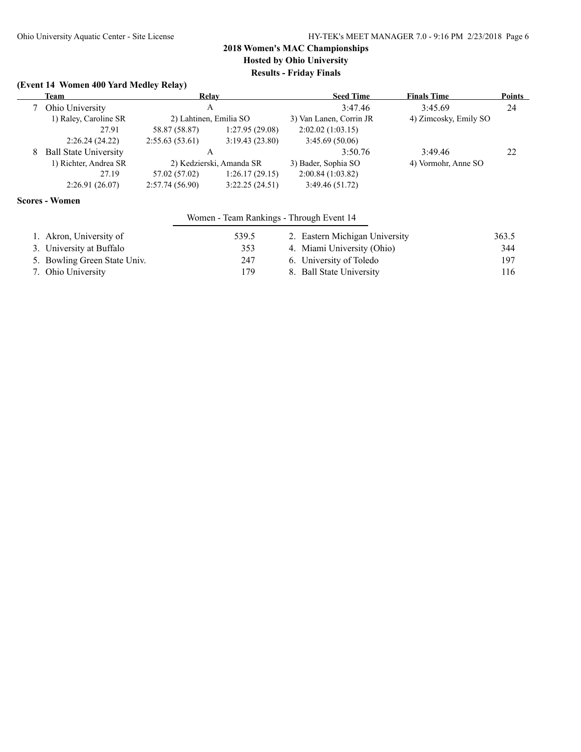## 2018 Women's MAC Championships
## Hosted by Ohio University
## Results - Friday Finals

### (Event 14 Women 400 Yard Medley Relay)

| | Team | Relay | | Seed Time | Finals Time | Points |
|---|---|---|---|---|---|---|
| 7 | Ohio University | A | | 3:47.46 | 3:45.69 | 24 |
| | 1) Raley, Caroline SR | 2) Lahtinen, Emilia SO | | 3) Van Lanen, Corrin JR | 4) Zimcosky, Emily SO | |
| | 27.91 | 58.87 (58.87) | 1:27.95 (29.08) | 2:02.02 (1:03.15) | | |
| | 2:26.24 (24.22) | 2:55.63 (53.61) | 3:19.43 (23.80) | 3:45.69 (50.06) | | |
| 8 | Ball State University | A | | 3:50.76 | 3:49.46 | 22 |
| | 1) Richter, Andrea SR | 2) Kedzierski, Amanda SR | | 3) Bader, Sophia SO | 4) Vormohr, Anne SO | |
| | 27.19 | 57.02 (57.02) | 1:26.17 (29.15) | 2:00.84 (1:03.82) | | |
| | 2:26.91 (26.07) | 2:57.74 (56.90) | 3:22.25 (24.51) | 3:49.46 (51.72) | | |

**Scores - Women**

Women - Team Rankings - Through Event 14

| | | | |
|---|---|---|---|
| 1. Akron, University of | 539.5 | 2. Eastern Michigan University | 363.5 |
| 3. University at Buffalo | 353 | 4. Miami University (Ohio) | 344 |
| 5. Bowling Green State Univ. | 247 | 6. University of Toledo | 197 |
| 7. Ohio University | 179 | 8. Ball State University | 116 |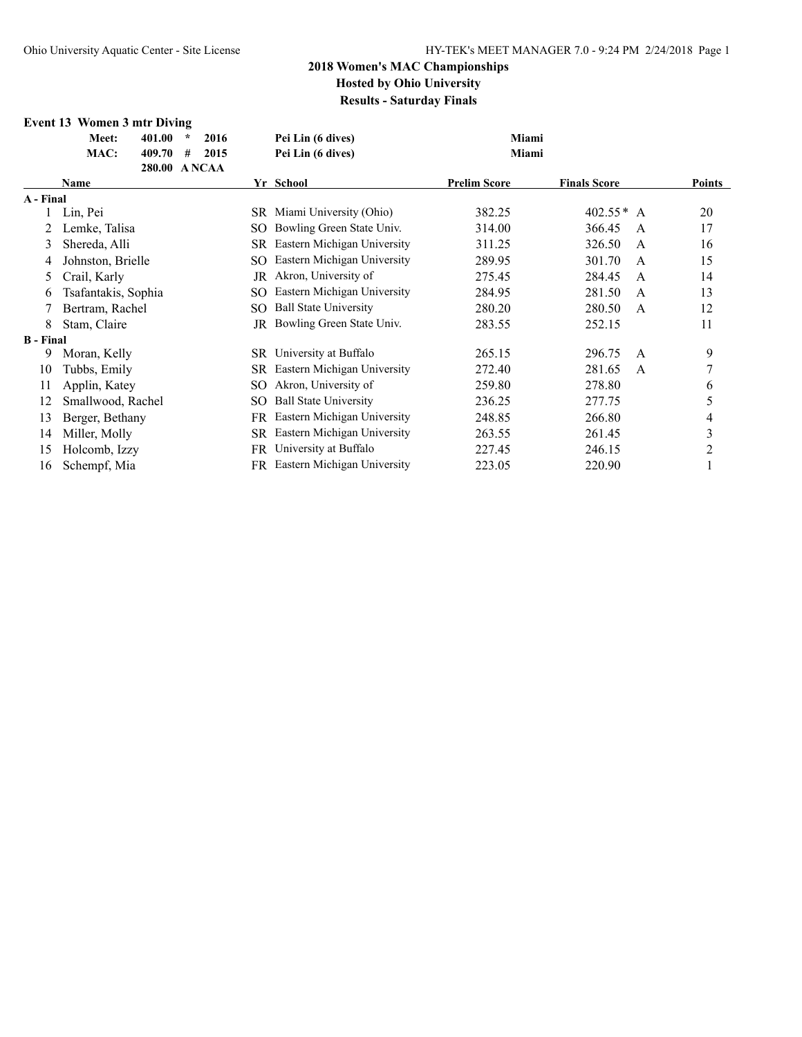# 2018 Women's MAC Championships
## Hosted by Ohio University
## Results - Saturday Finals

### Event 13 Women 3 mtr Diving

| | | | | | |
|---|---|---|---|---|---|
| Meet: | 401.00 | * | 2016 | Pei Lin (6 dives) | Miami |
| MAC: | 409.70 | # | 2015 | Pei Lin (6 dives) | Miami |
| | 280.00 | A NCAA | | | |

| | Name | Yr | School | Prelim Score | Finals Score | | Points |
|---|---|---|---|---|---|---|---|
| **A - Final** | | | | | | | |
| 1 | Lin, Pei | SR | Miami University (Ohio) | 382.25 | 402.55* | A | 20 |
| 2 | Lemke, Talisa | SO | Bowling Green State Univ. | 314.00 | 366.45 | A | 17 |
| 3 | Shereda, Alli | SR | Eastern Michigan University | 311.25 | 326.50 | A | 16 |
| 4 | Johnston, Brielle | SO | Eastern Michigan University | 289.95 | 301.70 | A | 15 |
| 5 | Crail, Karly | JR | Akron, University of | 275.45 | 284.45 | A | 14 |
| 6 | Tsafantakis, Sophia | SO | Eastern Michigan University | 284.95 | 281.50 | A | 13 |
| 7 | Bertram, Rachel | SO | Ball State University | 280.20 | 280.50 | A | 12 |
| 8 | Stam, Claire | JR | Bowling Green State Univ. | 283.55 | 252.15 | | 11 |
| **B - Final** | | | | | | | |
| 9 | Moran, Kelly | SR | University at Buffalo | 265.15 | 296.75 | A | 9 |
| 10 | Tubbs, Emily | SR | Eastern Michigan University | 272.40 | 281.65 | A | 7 |
| 11 | Applin, Katey | SO | Akron, University of | 259.80 | 278.80 | | 6 |
| 12 | Smallwood, Rachel | SO | Ball State University | 236.25 | 277.75 | | 5 |
| 13 | Berger, Bethany | FR | Eastern Michigan University | 248.85 | 266.80 | | 4 |
| 14 | Miller, Molly | SR | Eastern Michigan University | 263.55 | 261.45 | | 3 |
| 15 | Holcomb, Izzy | FR | University at Buffalo | 227.45 | 246.15 | | 2 |
| 16 | Schempf, Mia | FR | Eastern Michigan University | 223.05 | 220.90 | | 1 |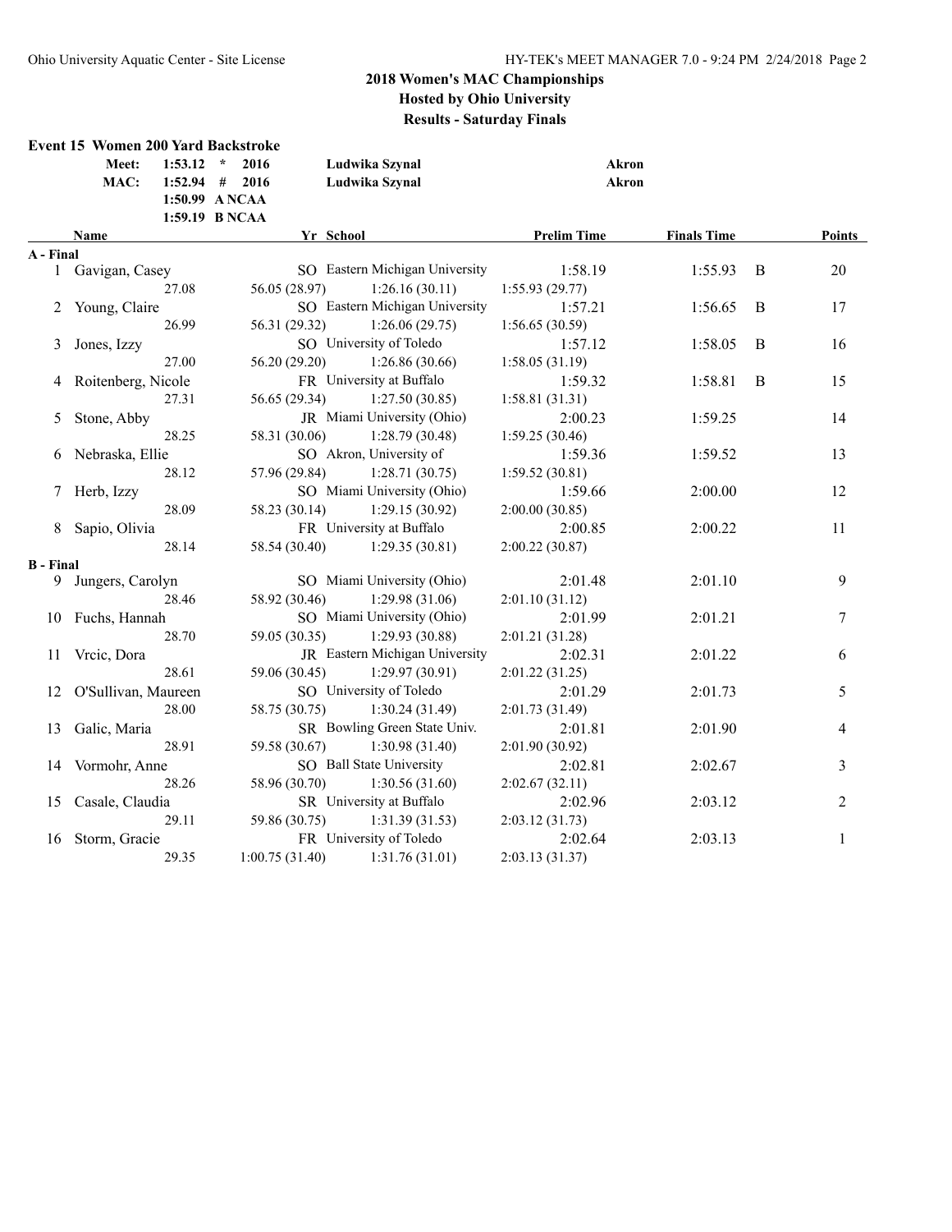**2018 Women's MAC Championships**
**Hosted by Ohio University**
**Results - Saturday Finals**

### Event 15 Women 200 Yard Backstroke

| | | | | |
|---|---|---|---|---|
| Meet: | 1:53.12 * | 2016 | Ludwika Szynal | Akron |
| MAC: | 1:52.94 # | 2016 | Ludwika Szynal | Akron |
| | 1:50.99 A NCAA | | | |
| | 1:59.19 B NCAA | | | |

| | Name | Yr | School | Prelim Time | Finals Time | | Points |
|---|---|---|---|---|---|---|---|
| **A - Final** | | | | | | | |
| 1 | Gavigan, Casey | SO | Eastern Michigan University | 1:58.19 | 1:55.93 | B | 20 |
| | 27.08 | 56.05 (28.97) | 1:26.16 (30.11) | 1:55.93 (29.77) | | | |
| 2 | Young, Claire | SO | Eastern Michigan University | 1:57.21 | 1:56.65 | B | 17 |
| | 26.99 | 56.31 (29.32) | 1:26.06 (29.75) | 1:56.65 (30.59) | | | |
| 3 | Jones, Izzy | SO | University of Toledo | 1:57.12 | 1:58.05 | B | 16 |
| | 27.00 | 56.20 (29.20) | 1:26.86 (30.66) | 1:58.05 (31.19) | | | |
| 4 | Roitenberg, Nicole | FR | University at Buffalo | 1:59.32 | 1:58.81 | B | 15 |
| | 27.31 | 56.65 (29.34) | 1:27.50 (30.85) | 1:58.81 (31.31) | | | |
| 5 | Stone, Abby | JR | Miami University (Ohio) | 2:00.23 | 1:59.25 | | 14 |
| | 28.25 | 58.31 (30.06) | 1:28.79 (30.48) | 1:59.25 (30.46) | | | |
| 6 | Nebraska, Ellie | SO | Akron, University of | 1:59.36 | 1:59.52 | | 13 |
| | 28.12 | 57.96 (29.84) | 1:28.71 (30.75) | 1:59.52 (30.81) | | | |
| 7 | Herb, Izzy | SO | Miami University (Ohio) | 1:59.66 | 2:00.00 | | 12 |
| | 28.09 | 58.23 (30.14) | 1:29.15 (30.92) | 2:00.00 (30.85) | | | |
| 8 | Sapio, Olivia | FR | University at Buffalo | 2:00.85 | 2:00.22 | | 11 |
| | 28.14 | 58.54 (30.40) | 1:29.35 (30.81) | 2:00.22 (30.87) | | | |
| **B - Final** | | | | | | | |
| 9 | Jungers, Carolyn | SO | Miami University (Ohio) | 2:01.48 | 2:01.10 | | 9 |
| | 28.46 | 58.92 (30.46) | 1:29.98 (31.06) | 2:01.10 (31.12) | | | |
| 10 | Fuchs, Hannah | SO | Miami University (Ohio) | 2:01.99 | 2:01.21 | | 7 |
| | 28.70 | 59.05 (30.35) | 1:29.93 (30.88) | 2:01.21 (31.28) | | | |
| 11 | Vrcic, Dora | JR | Eastern Michigan University | 2:02.31 | 2:01.22 | | 6 |
| | 28.61 | 59.06 (30.45) | 1:29.97 (30.91) | 2:01.22 (31.25) | | | |
| 12 | O'Sullivan, Maureen | SO | University of Toledo | 2:01.29 | 2:01.73 | | 5 |
| | 28.00 | 58.75 (30.75) | 1:30.24 (31.49) | 2:01.73 (31.49) | | | |
| 13 | Galic, Maria | SR | Bowling Green State Univ. | 2:01.81 | 2:01.90 | | 4 |
| | 28.91 | 59.58 (30.67) | 1:30.98 (31.40) | 2:01.90 (30.92) | | | |
| 14 | Vormohr, Anne | SO | Ball State University | 2:02.81 | 2:02.67 | | 3 |
| | 28.26 | 58.96 (30.70) | 1:30.56 (31.60) | 2:02.67 (32.11) | | | |
| 15 | Casale, Claudia | SR | University at Buffalo | 2:02.96 | 2:03.12 | | 2 |
| | 29.11 | 59.86 (30.75) | 1:31.39 (31.53) | 2:03.12 (31.73) | | | |
| 16 | Storm, Gracie | FR | University of Toledo | 2:02.64 | 2:03.13 | | 1 |
| | 29.35 | 1:00.75 (31.40) | 1:31.76 (31.01) | 2:03.13 (31.37) | | | |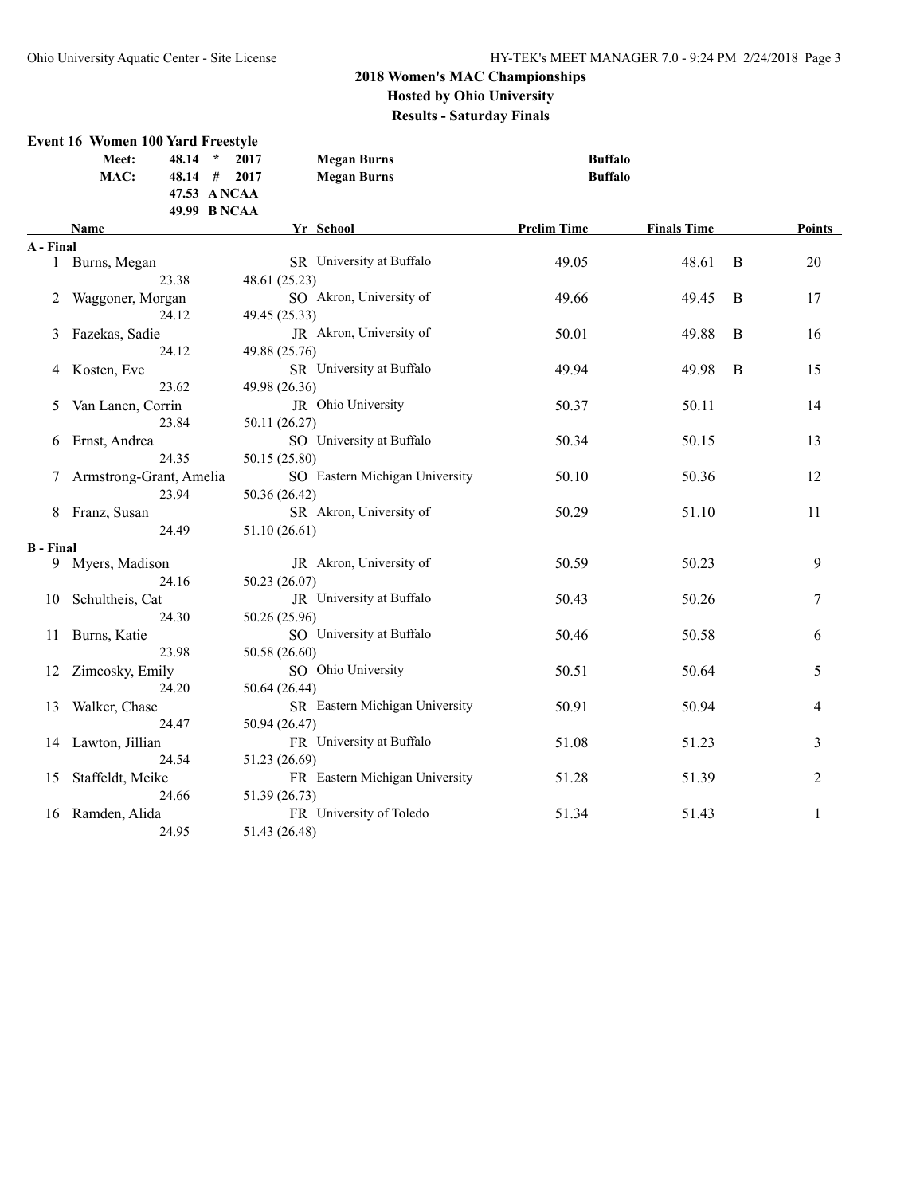## 2018 Women's MAC Championships
## Hosted by Ohio University
## Results - Saturday Finals

### Event 16 Women 100 Yard Freestyle

| | | | | |
|---|---|---|---|---|
| Meet: | 48.14 * | 2017 | Megan Burns | Buffalo |
| MAC: | 48.14 # | 2017 | Megan Burns | Buffalo |
| | 47.53 A NCAA | | | |
| | 49.99 B NCAA | | | |

| | Name | Yr | School | Prelim Time | Finals Time | | Points |
|---|---|---|---|---|---|---|---|
| **A - Final** | | | | | | | |
| 1 | Burns, Megan | SR | University at Buffalo | 49.05 | 48.61 | B | 20 |
| | 23.38 | 48.61 (25.23) | | | | | |
| 2 | Waggoner, Morgan | SO | Akron, University of | 49.66 | 49.45 | B | 17 |
| | 24.12 | 49.45 (25.33) | | | | | |
| 3 | Fazekas, Sadie | JR | Akron, University of | 50.01 | 49.88 | B | 16 |
| | 24.12 | 49.88 (25.76) | | | | | |
| 4 | Kosten, Eve | SR | University at Buffalo | 49.94 | 49.98 | B | 15 |
| | 23.62 | 49.98 (26.36) | | | | | |
| 5 | Van Lanen, Corrin | JR | Ohio University | 50.37 | 50.11 | | 14 |
| | 23.84 | 50.11 (26.27) | | | | | |
| 6 | Ernst, Andrea | SO | University at Buffalo | 50.34 | 50.15 | | 13 |
| | 24.35 | 50.15 (25.80) | | | | | |
| 7 | Armstrong-Grant, Amelia | SO | Eastern Michigan University | 50.10 | 50.36 | | 12 |
| | 23.94 | 50.36 (26.42) | | | | | |
| 8 | Franz, Susan | SR | Akron, University of | 50.29 | 51.10 | | 11 |
| | 24.49 | 51.10 (26.61) | | | | | |
| **B - Final** | | | | | | | |
| 9 | Myers, Madison | JR | Akron, University of | 50.59 | 50.23 | | 9 |
| | 24.16 | 50.23 (26.07) | | | | | |
| 10 | Schultheis, Cat | JR | University at Buffalo | 50.43 | 50.26 | | 7 |
| | 24.30 | 50.26 (25.96) | | | | | |
| 11 | Burns, Katie | SO | University at Buffalo | 50.46 | 50.58 | | 6 |
| | 23.98 | 50.58 (26.60) | | | | | |
| 12 | Zimcosky, Emily | SO | Ohio University | 50.51 | 50.64 | | 5 |
| | 24.20 | 50.64 (26.44) | | | | | |
| 13 | Walker, Chase | SR | Eastern Michigan University | 50.91 | 50.94 | | 4 |
| | 24.47 | 50.94 (26.47) | | | | | |
| 14 | Lawton, Jillian | FR | University at Buffalo | 51.08 | 51.23 | | 3 |
| | 24.54 | 51.23 (26.69) | | | | | |
| 15 | Staffeldt, Meike | FR | Eastern Michigan University | 51.28 | 51.39 | | 2 |
| | 24.66 | 51.39 (26.73) | | | | | |
| 16 | Ramden, Alida | FR | University of Toledo | 51.34 | 51.43 | | 1 |
| | 24.95 | 51.43 (26.48) | | | | | |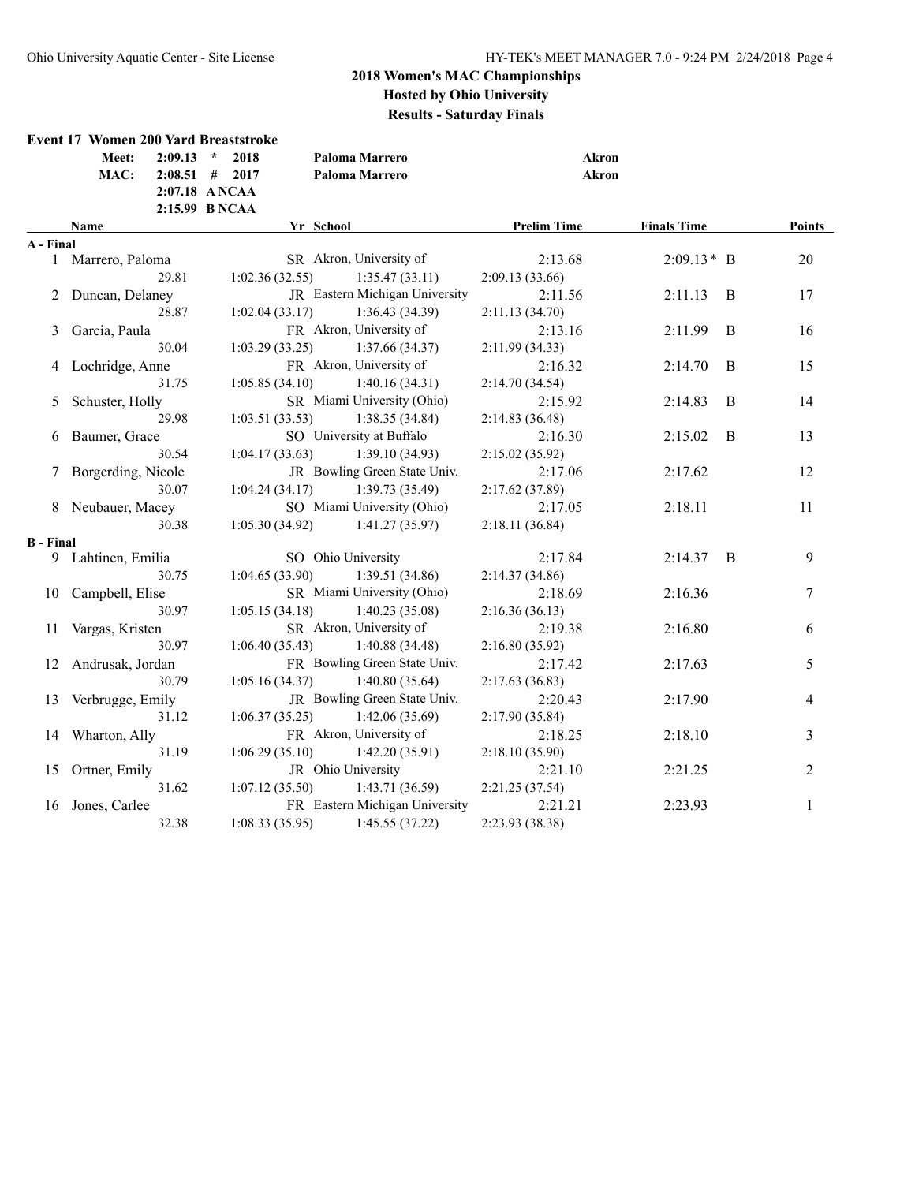# 2018 Women's MAC Championships
## Hosted by Ohio University
## Results - Saturday Finals

### Event 17 Women 200 Yard Breaststroke

| | | | | | |
|---|---|---|---|---|---|
| Meet: | 2:09.13 | * | 2018 | Paloma Marrero | Akron |
| MAC: | 2:08.51 | # | 2017 | Paloma Marrero | Akron |
| | 2:07.18 | A NCAA | | | |
| | 2:15.99 | B NCAA | | | |

| | Name | Yr | School | Prelim Time | Finals Time | | Points |
|---|---|---|---|---|---|---|---|
| **A - Final** | | | | | | | |
| 1 | Marrero, Paloma | SR | Akron, University of | 2:13.68 | 2:09.13* | B | 20 |
| | 29.81 | 1:02.36 (32.55) | 1:35.47 (33.11) | 2:09.13 (33.66) | | | |
| 2 | Duncan, Delaney | JR | Eastern Michigan University | 2:11.56 | 2:11.13 | B | 17 |
| | 28.87 | 1:02.04 (33.17) | 1:36.43 (34.39) | 2:11.13 (34.70) | | | |
| 3 | Garcia, Paula | FR | Akron, University of | 2:13.16 | 2:11.99 | B | 16 |
| | 30.04 | 1:03.29 (33.25) | 1:37.66 (34.37) | 2:11.99 (34.33) | | | |
| 4 | Lochridge, Anne | FR | Akron, University of | 2:16.32 | 2:14.70 | B | 15 |
| | 31.75 | 1:05.85 (34.10) | 1:40.16 (34.31) | 2:14.70 (34.54) | | | |
| 5 | Schuster, Holly | SR | Miami University (Ohio) | 2:15.92 | 2:14.83 | B | 14 |
| | 29.98 | 1:03.51 (33.53) | 1:38.35 (34.84) | 2:14.83 (36.48) | | | |
| 6 | Baumer, Grace | SO | University at Buffalo | 2:16.30 | 2:15.02 | B | 13 |
| | 30.54 | 1:04.17 (33.63) | 1:39.10 (34.93) | 2:15.02 (35.92) | | | |
| 7 | Borgerding, Nicole | JR | Bowling Green State Univ. | 2:17.06 | 2:17.62 | | 12 |
| | 30.07 | 1:04.24 (34.17) | 1:39.73 (35.49) | 2:17.62 (37.89) | | | |
| 8 | Neubauer, Macey | SO | Miami University (Ohio) | 2:17.05 | 2:18.11 | | 11 |
| | 30.38 | 1:05.30 (34.92) | 1:41.27 (35.97) | 2:18.11 (36.84) | | | |
| **B - Final** | | | | | | | |
| 9 | Lahtinen, Emilia | SO | Ohio University | 2:17.84 | 2:14.37 | B | 9 |
| | 30.75 | 1:04.65 (33.90) | 1:39.51 (34.86) | 2:14.37 (34.86) | | | |
| 10 | Campbell, Elise | SR | Miami University (Ohio) | 2:18.69 | 2:16.36 | | 7 |
| | 30.97 | 1:05.15 (34.18) | 1:40.23 (35.08) | 2:16.36 (36.13) | | | |
| 11 | Vargas, Kristen | SR | Akron, University of | 2:19.38 | 2:16.80 | | 6 |
| | 30.97 | 1:06.40 (35.43) | 1:40.88 (34.48) | 2:16.80 (35.92) | | | |
| 12 | Andrusak, Jordan | FR | Bowling Green State Univ. | 2:17.42 | 2:17.63 | | 5 |
| | 30.79 | 1:05.16 (34.37) | 1:40.80 (35.64) | 2:17.63 (36.83) | | | |
| 13 | Verbrugge, Emily | JR | Bowling Green State Univ. | 2:20.43 | 2:17.90 | | 4 |
| | 31.12 | 1:06.37 (35.25) | 1:42.06 (35.69) | 2:17.90 (35.84) | | | |
| 14 | Wharton, Ally | FR | Akron, University of | 2:18.25 | 2:18.10 | | 3 |
| | 31.19 | 1:06.29 (35.10) | 1:42.20 (35.91) | 2:18.10 (35.90) | | | |
| 15 | Ortner, Emily | JR | Ohio University | 2:21.10 | 2:21.25 | | 2 |
| | 31.62 | 1:07.12 (35.50) | 1:43.71 (36.59) | 2:21.25 (37.54) | | | |
| 16 | Jones, Carlee | FR | Eastern Michigan University | 2:21.21 | 2:23.93 | | 1 |
| | 32.38 | 1:08.33 (35.95) | 1:45.55 (37.22) | 2:23.93 (38.38) | | | |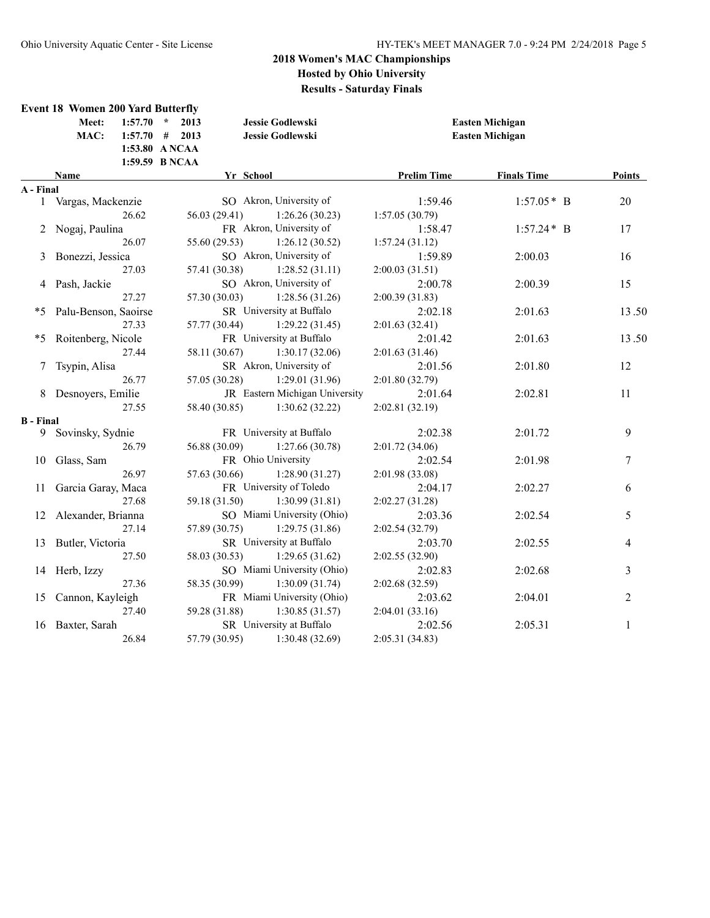## 2018 Women's MAC Championships
## Hosted by Ohio University
## Results - Saturday Finals

### Event 18 Women 200 Yard Butterfly

| | | | | |
|---|---|---|---|---|
| Meet: | 1:57.70 * | 2013 | Jessie Godlewski | Easten Michigan |
| MAC: | 1:57.70 # | 2013 | Jessie Godlewski | Easten Michigan |
| | 1:53.80 | A NCAA | | |
| | 1:59.59 | B NCAA | | |

| | Name | Yr | School | Prelim Time | Finals Time | Points |
|---|---|---|---|---|---|---|
| **A - Final** | | | | | | |
| 1 | Vargas, Mackenzie | SO | Akron, University of | 1:59.46 | 1:57.05* B | 20 |
| | 26.62 | 56.03 (29.41) | 1:26.26 (30.23) | 1:57.05 (30.79) | | |
| 2 | Nogaj, Paulina | FR | Akron, University of | 1:58.47 | 1:57.24* B | 17 |
| | 26.07 | 55.60 (29.53) | 1:26.12 (30.52) | 1:57.24 (31.12) | | |
| 3 | Bonezzi, Jessica | SO | Akron, University of | 1:59.89 | 2:00.03 | 16 |
| | 27.03 | 57.41 (30.38) | 1:28.52 (31.11) | 2:00.03 (31.51) | | |
| 4 | Pash, Jackie | SO | Akron, University of | 2:00.78 | 2:00.39 | 15 |
| | 27.27 | 57.30 (30.03) | 1:28.56 (31.26) | 2:00.39 (31.83) | | |
| *5 | Palu-Benson, Saoirse | SR | University at Buffalo | 2:02.18 | 2:01.63 | 13.50 |
| | 27.33 | 57.77 (30.44) | 1:29.22 (31.45) | 2:01.63 (32.41) | | |
| *5 | Roitenberg, Nicole | FR | University at Buffalo | 2:01.42 | 2:01.63 | 13.50 |
| | 27.44 | 58.11 (30.67) | 1:30.17 (32.06) | 2:01.63 (31.46) | | |
| 7 | Tsypin, Alisa | SR | Akron, University of | 2:01.56 | 2:01.80 | 12 |
| | 26.77 | 57.05 (30.28) | 1:29.01 (31.96) | 2:01.80 (32.79) | | |
| 8 | Desnoyers, Emilie | JR | Eastern Michigan University | 2:01.64 | 2:02.81 | 11 |
| | 27.55 | 58.40 (30.85) | 1:30.62 (32.22) | 2:02.81 (32.19) | | |
| **B - Final** | | | | | | |
| 9 | Sovinsky, Sydnie | FR | University at Buffalo | 2:02.38 | 2:01.72 | 9 |
| | 26.79 | 56.88 (30.09) | 1:27.66 (30.78) | 2:01.72 (34.06) | | |
| 10 | Glass, Sam | FR | Ohio University | 2:02.54 | 2:01.98 | 7 |
| | 26.97 | 57.63 (30.66) | 1:28.90 (31.27) | 2:01.98 (33.08) | | |
| 11 | Garcia Garay, Maca | FR | University of Toledo | 2:04.17 | 2:02.27 | 6 |
| | 27.68 | 59.18 (31.50) | 1:30.99 (31.81) | 2:02.27 (31.28) | | |
| 12 | Alexander, Brianna | SO | Miami University (Ohio) | 2:03.36 | 2:02.54 | 5 |
| | 27.14 | 57.89 (30.75) | 1:29.75 (31.86) | 2:02.54 (32.79) | | |
| 13 | Butler, Victoria | SR | University at Buffalo | 2:03.70 | 2:02.55 | 4 |
| | 27.50 | 58.03 (30.53) | 1:29.65 (31.62) | 2:02.55 (32.90) | | |
| 14 | Herb, Izzy | SO | Miami University (Ohio) | 2:02.83 | 2:02.68 | 3 |
| | 27.36 | 58.35 (30.99) | 1:30.09 (31.74) | 2:02.68 (32.59) | | |
| 15 | Cannon, Kayleigh | FR | Miami University (Ohio) | 2:03.62 | 2:04.01 | 2 |
| | 27.40 | 59.28 (31.88) | 1:30.85 (31.57) | 2:04.01 (33.16) | | |
| 16 | Baxter, Sarah | SR | University at Buffalo | 2:02.56 | 2:05.31 | 1 |
| | 26.84 | 57.79 (30.95) | 1:30.48 (32.69) | 2:05.31 (34.83) | | |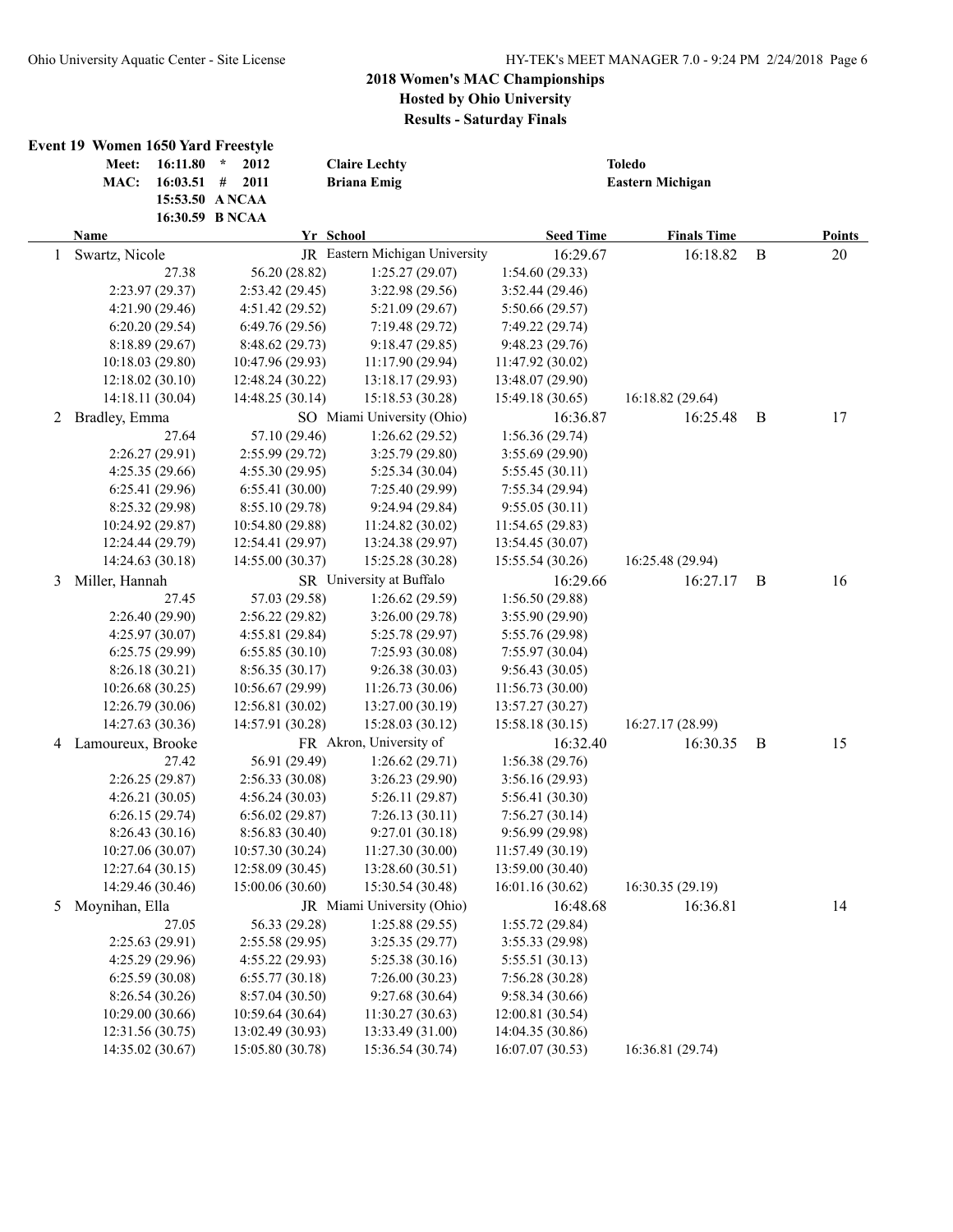## 2018 Women's MAC Championships
### Hosted by Ohio University
### Results - Saturday Finals

**Event 19 Women 1650 Yard Freestyle**

| | | | | |
|---|---|---|---|---|
| Meet: | 16:11.80 * | 2012 | Claire Lechty | Toledo |
| MAC: | 16:03.51 # | 2011 | Briana Emig | Eastern Michigan |
| | 15:53.50 | A NCAA | | |
| | 16:30.59 | B NCAA | | |

| | Name | Yr | School | Seed Time | Finals Time | | Points |
|---|---|---|---|---|---|---|---|
| 1 | Swartz, Nicole | JR | Eastern Michigan University | 16:29.67 | 16:18.82 | B | 20 |
| | 27.38 | 56.20 (28.82) | 1:25.27 (29.07) | 1:54.60 (29.33) | | | |
| | 2:23.97 (29.37) | 2:53.42 (29.45) | 3:22.98 (29.56) | 3:52.44 (29.46) | | | |
| | 4:21.90 (29.46) | 4:51.42 (29.52) | 5:21.09 (29.67) | 5:50.66 (29.57) | | | |
| | 6:20.20 (29.54) | 6:49.76 (29.56) | 7:19.48 (29.72) | 7:49.22 (29.74) | | | |
| | 8:18.89 (29.67) | 8:48.62 (29.73) | 9:18.47 (29.85) | 9:48.23 (29.76) | | | |
| | 10:18.03 (29.80) | 10:47.96 (29.93) | 11:17.90 (29.94) | 11:47.92 (30.02) | | | |
| | 12:18.02 (30.10) | 12:48.24 (30.22) | 13:18.17 (29.93) | 13:48.07 (29.90) | | | |
| | 14:18.11 (30.04) | 14:48.25 (30.14) | 15:18.53 (30.28) | 15:49.18 (30.65) | 16:18.82 (29.64) | | |
| 2 | Bradley, Emma | SO | Miami University (Ohio) | 16:36.87 | 16:25.48 | B | 17 |
| | 27.64 | 57.10 (29.46) | 1:26.62 (29.52) | 1:56.36 (29.74) | | | |
| | 2:26.27 (29.91) | 2:55.99 (29.72) | 3:25.79 (29.80) | 3:55.69 (29.90) | | | |
| | 4:25.35 (29.66) | 4:55.30 (29.95) | 5:25.34 (30.04) | 5:55.45 (30.11) | | | |
| | 6:25.41 (29.96) | 6:55.41 (30.00) | 7:25.40 (29.99) | 7:55.34 (29.94) | | | |
| | 8:25.32 (29.98) | 8:55.10 (29.78) | 9:24.94 (29.84) | 9:55.05 (30.11) | | | |
| | 10:24.92 (29.87) | 10:54.80 (29.88) | 11:24.82 (30.02) | 11:54.65 (29.83) | | | |
| | 12:24.44 (29.79) | 12:54.41 (29.97) | 13:24.38 (29.97) | 13:54.45 (30.07) | | | |
| | 14:24.63 (30.18) | 14:55.00 (30.37) | 15:25.28 (30.28) | 15:55.54 (30.26) | 16:25.48 (29.94) | | |
| 3 | Miller, Hannah | SR | University at Buffalo | 16:29.66 | 16:27.17 | B | 16 |
| | 27.45 | 57.03 (29.58) | 1:26.62 (29.59) | 1:56.50 (29.88) | | | |
| | 2:26.40 (29.90) | 2:56.22 (29.82) | 3:26.00 (29.78) | 3:55.90 (29.90) | | | |
| | 4:25.97 (30.07) | 4:55.81 (29.84) | 5:25.78 (29.97) | 5:55.76 (29.98) | | | |
| | 6:25.75 (29.99) | 6:55.85 (30.10) | 7:25.93 (30.08) | 7:55.97 (30.04) | | | |
| | 8:26.18 (30.21) | 8:56.35 (30.17) | 9:26.38 (30.03) | 9:56.43 (30.05) | | | |
| | 10:26.68 (30.25) | 10:56.67 (29.99) | 11:26.73 (30.06) | 11:56.73 (30.00) | | | |
| | 12:26.79 (30.06) | 12:56.81 (30.02) | 13:27.00 (30.19) | 13:57.27 (30.27) | | | |
| | 14:27.63 (30.36) | 14:57.91 (30.28) | 15:28.03 (30.12) | 15:58.18 (30.15) | 16:27.17 (28.99) | | |
| 4 | Lamoureux, Brooke | FR | Akron, University of | 16:32.40 | 16:30.35 | B | 15 |
| | 27.42 | 56.91 (29.49) | 1:26.62 (29.71) | 1:56.38 (29.76) | | | |
| | 2:26.25 (29.87) | 2:56.33 (30.08) | 3:26.23 (29.90) | 3:56.16 (29.93) | | | |
| | 4:26.21 (30.05) | 4:56.24 (30.03) | 5:26.11 (29.87) | 5:56.41 (30.30) | | | |
| | 6:26.15 (29.74) | 6:56.02 (29.87) | 7:26.13 (30.11) | 7:56.27 (30.14) | | | |
| | 8:26.43 (30.16) | 8:56.83 (30.40) | 9:27.01 (30.18) | 9:56.99 (29.98) | | | |
| | 10:27.06 (30.07) | 10:57.30 (30.24) | 11:27.30 (30.00) | 11:57.49 (30.19) | | | |
| | 12:27.64 (30.15) | 12:58.09 (30.45) | 13:28.60 (30.51) | 13:59.00 (30.40) | | | |
| | 14:29.46 (30.46) | 15:00.06 (30.60) | 15:30.54 (30.48) | 16:01.16 (30.62) | 16:30.35 (29.19) | | |
| 5 | Moynihan, Ella | JR | Miami University (Ohio) | 16:48.68 | 16:36.81 | | 14 |
| | 27.05 | 56.33 (29.28) | 1:25.88 (29.55) | 1:55.72 (29.84) | | | |
| | 2:25.63 (29.91) | 2:55.58 (29.95) | 3:25.35 (29.77) | 3:55.33 (29.98) | | | |
| | 4:25.29 (29.96) | 4:55.22 (29.93) | 5:25.38 (30.16) | 5:55.51 (30.13) | | | |
| | 6:25.59 (30.08) | 6:55.77 (30.18) | 7:26.00 (30.23) | 7:56.28 (30.28) | | | |
| | 8:26.54 (30.26) | 8:57.04 (30.50) | 9:27.68 (30.64) | 9:58.34 (30.66) | | | |
| | 10:29.00 (30.66) | 10:59.64 (30.64) | 11:30.27 (30.63) | 12:00.81 (30.54) | | | |
| | 12:31.56 (30.75) | 13:02.49 (30.93) | 13:33.49 (31.00) | 14:04.35 (30.86) | | | |
| | 14:35.02 (30.67) | 15:05.80 (30.78) | 15:36.54 (30.74) | 16:07.07 (30.53) | 16:36.81 (29.74) | | |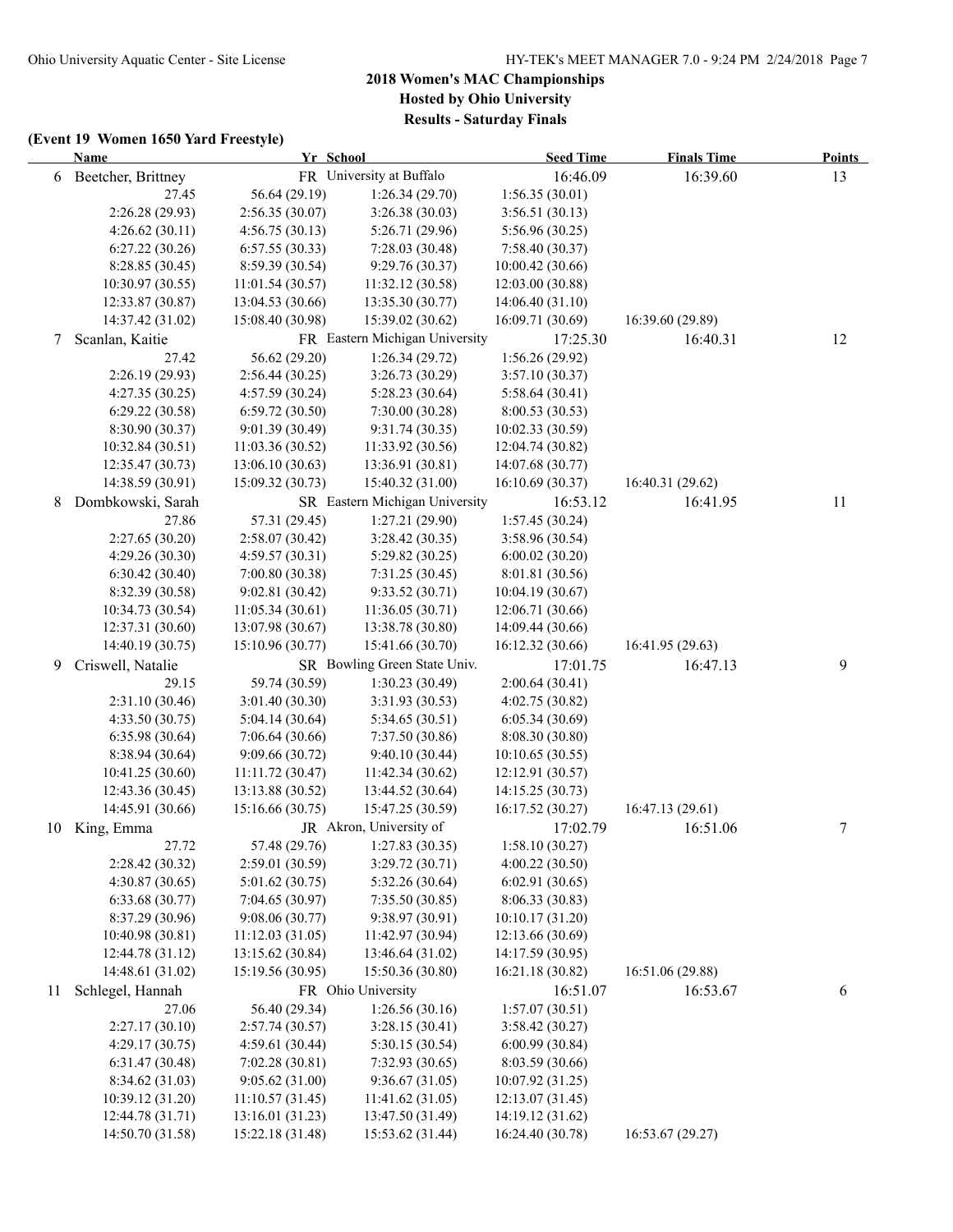## 2018 Women's MAC Championships

**Hosted by Ohio University**

**Results - Saturday Finals**

### (Event 19 Women 1650 Yard Freestyle)

| | Name | Yr | School | Seed Time | Finals Time | Points |
|---|---|---|---|---|---|---|
| 6 | Beetcher, Brittney | FR | University at Buffalo | 16:46.09 | 16:39.60 | 13 |
| | 27.45 | 56.64 (29.19) | 1:26.34 (29.70) | 1:56.35 (30.01) | | |
| | 2:26.28 (29.93) | 2:56.35 (30.07) | 3:26.38 (30.03) | 3:56.51 (30.13) | | |
| | 4:26.62 (30.11) | 4:56.75 (30.13) | 5:26.71 (29.96) | 5:56.96 (30.25) | | |
| | 6:27.22 (30.26) | 6:57.55 (30.33) | 7:28.03 (30.48) | 7:58.40 (30.37) | | |
| | 8:28.85 (30.45) | 8:59.39 (30.54) | 9:29.76 (30.37) | 10:00.42 (30.66) | | |
| | 10:30.97 (30.55) | 11:01.54 (30.57) | 11:32.12 (30.58) | 12:03.00 (30.88) | | |
| | 12:33.87 (30.87) | 13:04.53 (30.66) | 13:35.30 (30.77) | 14:06.40 (31.10) | | |
| | 14:37.42 (31.02) | 15:08.40 (30.98) | 15:39.02 (30.62) | 16:09.71 (30.69) | 16:39.60 (29.89) | |
| 7 | Scanlan, Kaitie | FR | Eastern Michigan University | 17:25.30 | 16:40.31 | 12 |
| | 27.42 | 56.62 (29.20) | 1:26.34 (29.72) | 1:56.26 (29.92) | | |
| | 2:26.19 (29.93) | 2:56.44 (30.25) | 3:26.73 (30.29) | 3:57.10 (30.37) | | |
| | 4:27.35 (30.25) | 4:57.59 (30.24) | 5:28.23 (30.64) | 5:58.64 (30.41) | | |
| | 6:29.22 (30.58) | 6:59.72 (30.50) | 7:30.00 (30.28) | 8:00.53 (30.53) | | |
| | 8:30.90 (30.37) | 9:01.39 (30.49) | 9:31.74 (30.35) | 10:02.33 (30.59) | | |
| | 10:32.84 (30.51) | 11:03.36 (30.52) | 11:33.92 (30.56) | 12:04.74 (30.82) | | |
| | 12:35.47 (30.73) | 13:06.10 (30.63) | 13:36.91 (30.81) | 14:07.68 (30.77) | | |
| | 14:38.59 (30.91) | 15:09.32 (30.73) | 15:40.32 (31.00) | 16:10.69 (30.37) | 16:40.31 (29.62) | |
| 8 | Dombkowski, Sarah | SR | Eastern Michigan University | 16:53.12 | 16:41.95 | 11 |
| | 27.86 | 57.31 (29.45) | 1:27.21 (29.90) | 1:57.45 (30.24) | | |
| | 2:27.65 (30.20) | 2:58.07 (30.42) | 3:28.42 (30.35) | 3:58.96 (30.54) | | |
| | 4:29.26 (30.30) | 4:59.57 (30.31) | 5:29.82 (30.25) | 6:00.02 (30.20) | | |
| | 6:30.42 (30.40) | 7:00.80 (30.38) | 7:31.25 (30.45) | 8:01.81 (30.56) | | |
| | 8:32.39 (30.58) | 9:02.81 (30.42) | 9:33.52 (30.71) | 10:04.19 (30.67) | | |
| | 10:34.73 (30.54) | 11:05.34 (30.61) | 11:36.05 (30.71) | 12:06.71 (30.66) | | |
| | 12:37.31 (30.60) | 13:07.98 (30.67) | 13:38.78 (30.80) | 14:09.44 (30.66) | | |
| | 14:40.19 (30.75) | 15:10.96 (30.77) | 15:41.66 (30.70) | 16:12.32 (30.66) | 16:41.95 (29.63) | |
| 9 | Criswell, Natalie | SR | Bowling Green State Univ. | 17:01.75 | 16:47.13 | 9 |
| | 29.15 | 59.74 (30.59) | 1:30.23 (30.49) | 2:00.64 (30.41) | | |
| | 2:31.10 (30.46) | 3:01.40 (30.30) | 3:31.93 (30.53) | 4:02.75 (30.82) | | |
| | 4:33.50 (30.75) | 5:04.14 (30.64) | 5:34.65 (30.51) | 6:05.34 (30.69) | | |
| | 6:35.98 (30.64) | 7:06.64 (30.66) | 7:37.50 (30.86) | 8:08.30 (30.80) | | |
| | 8:38.94 (30.64) | 9:09.66 (30.72) | 9:40.10 (30.44) | 10:10.65 (30.55) | | |
| | 10:41.25 (30.60) | 11:11.72 (30.47) | 11:42.34 (30.62) | 12:12.91 (30.57) | | |
| | 12:43.36 (30.45) | 13:13.88 (30.52) | 13:44.52 (30.64) | 14:15.25 (30.73) | | |
| | 14:45.91 (30.66) | 15:16.66 (30.75) | 15:47.25 (30.59) | 16:17.52 (30.27) | 16:47.13 (29.61) | |
| 10 | King, Emma | JR | Akron, University of | 17:02.79 | 16:51.06 | 7 |
| | 27.72 | 57.48 (29.76) | 1:27.83 (30.35) | 1:58.10 (30.27) | | |
| | 2:28.42 (30.32) | 2:59.01 (30.59) | 3:29.72 (30.71) | 4:00.22 (30.50) | | |
| | 4:30.87 (30.65) | 5:01.62 (30.75) | 5:32.26 (30.64) | 6:02.91 (30.65) | | |
| | 6:33.68 (30.77) | 7:04.65 (30.97) | 7:35.50 (30.85) | 8:06.33 (30.83) | | |
| | 8:37.29 (30.96) | 9:08.06 (30.77) | 9:38.97 (30.91) | 10:10.17 (31.20) | | |
| | 10:40.98 (30.81) | 11:12.03 (31.05) | 11:42.97 (30.94) | 12:13.66 (30.69) | | |
| | 12:44.78 (31.12) | 13:15.62 (30.84) | 13:46.64 (31.02) | 14:17.59 (30.95) | | |
| | 14:48.61 (31.02) | 15:19.56 (30.95) | 15:50.36 (30.80) | 16:21.18 (30.82) | 16:51.06 (29.88) | |
| 11 | Schlegel, Hannah | FR | Ohio University | 16:51.07 | 16:53.67 | 6 |
| | 27.06 | 56.40 (29.34) | 1:26.56 (30.16) | 1:57.07 (30.51) | | |
| | 2:27.17 (30.10) | 2:57.74 (30.57) | 3:28.15 (30.41) | 3:58.42 (30.27) | | |
| | 4:29.17 (30.75) | 4:59.61 (30.44) | 5:30.15 (30.54) | 6:00.99 (30.84) | | |
| | 6:31.47 (30.48) | 7:02.28 (30.81) | 7:32.93 (30.65) | 8:03.59 (30.66) | | |
| | 8:34.62 (31.03) | 9:05.62 (31.00) | 9:36.67 (31.05) | 10:07.92 (31.25) | | |
| | 10:39.12 (31.20) | 11:10.57 (31.45) | 11:41.62 (31.05) | 12:13.07 (31.45) | | |
| | 12:44.78 (31.71) | 13:16.01 (31.23) | 13:47.50 (31.49) | 14:19.12 (31.62) | | |
| | 14:50.70 (31.58) | 15:22.18 (31.48) | 15:53.62 (31.44) | 16:24.40 (30.78) | 16:53.67 (29.27) | |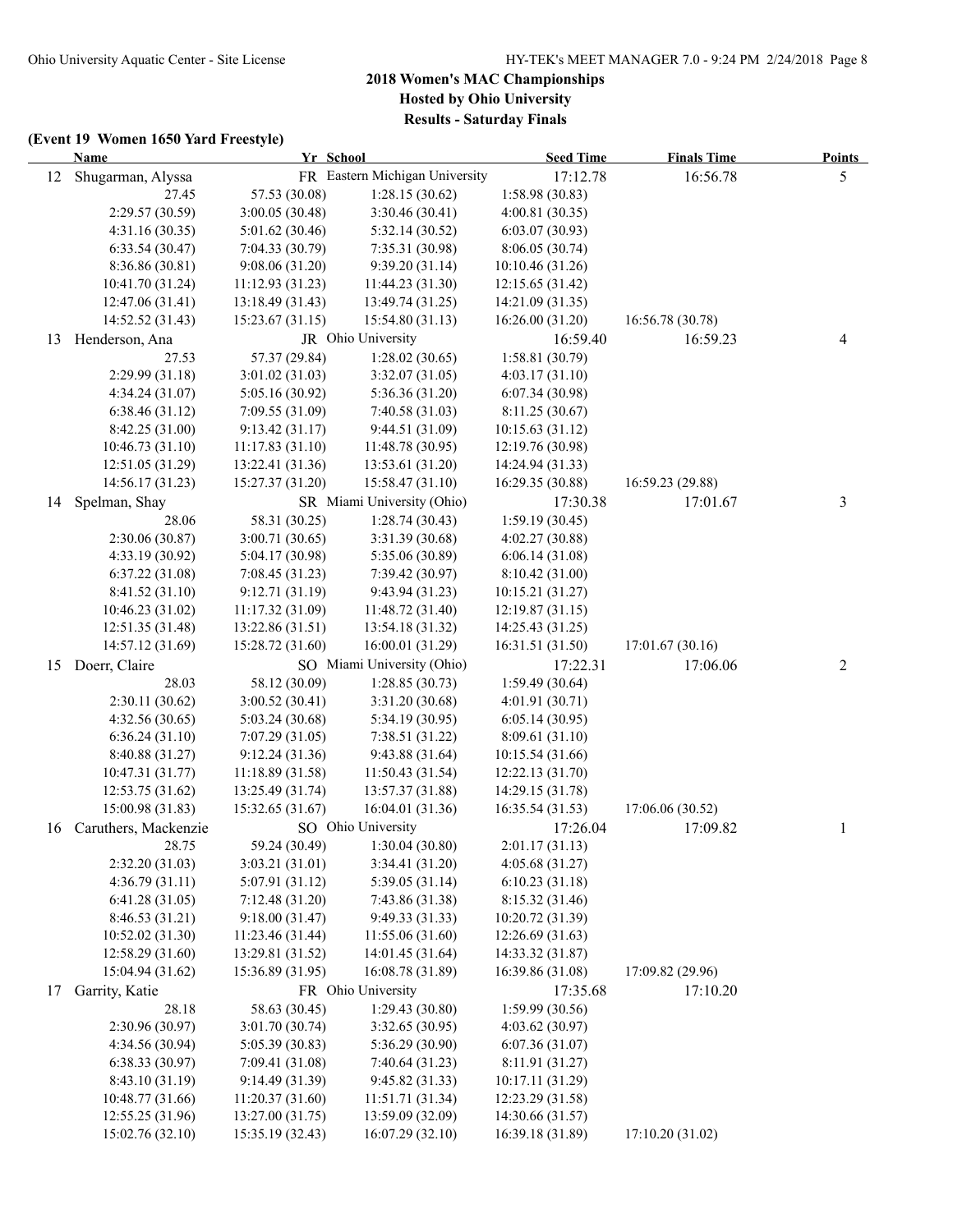## 2018 Women's MAC Championships

**Hosted by Ohio University**

**Results - Saturday Finals**

### (Event 19 Women 1650 Yard Freestyle)

| | Name | Yr | School | Seed Time | Finals Time | Points |
|---|---|---|---|---|---|---|
| 12 | Shugarman, Alyssa | FR | Eastern Michigan University | 17:12.78 | 16:56.78 | 5 |

27.45, 57.53 (30.08), 1:28.15 (30.62), 1:58.98 (30.83)
2:29.57 (30.59), 3:00.05 (30.48), 3:30.46 (30.41), 4:00.81 (30.35)
4:31.16 (30.35), 5:01.62 (30.46), 5:32.14 (30.52), 6:03.07 (30.93)
6:33.54 (30.47), 7:04.33 (30.79), 7:35.31 (30.98), 8:06.05 (30.74)
8:36.86 (30.81), 9:08.06 (31.20), 9:39.20 (31.14), 10:10.46 (31.26)
10:41.70 (31.24), 11:12.93 (31.23), 11:44.23 (31.30), 12:15.65 (31.42)
12:47.06 (31.41), 13:18.49 (31.43), 13:49.74 (31.25), 14:21.09 (31.35)
14:52.52 (31.43), 15:23.67 (31.15), 15:54.80 (31.13), 16:26.00 (31.20), 16:56.78 (30.78)

| | Name | Yr | School | Seed Time | Finals Time | Points |
|---|---|---|---|---|---|---|
| 13 | Henderson, Ana | JR | Ohio University | 16:59.40 | 16:59.23 | 4 |

27.53, 57.37 (29.84), 1:28.02 (30.65), 1:58.81 (30.79)
2:29.99 (31.18), 3:01.02 (31.03), 3:32.07 (31.05), 4:03.17 (31.10)
4:34.24 (31.07), 5:05.16 (30.92), 5:36.36 (31.20), 6:07.34 (30.98)
6:38.46 (31.12), 7:09.55 (31.09), 7:40.58 (31.03), 8:11.25 (30.67)
8:42.25 (31.00), 9:13.42 (31.17), 9:44.51 (31.09), 10:15.63 (31.12)
10:46.73 (31.10), 11:17.83 (31.10), 11:48.78 (30.95), 12:19.76 (30.98)
12:51.05 (31.29), 13:22.41 (31.36), 13:53.61 (31.20), 14:24.94 (31.33)
14:56.17 (31.23), 15:27.37 (31.20), 15:58.47 (31.10), 16:29.35 (30.88), 16:59.23 (29.88)

| | Name | Yr | School | Seed Time | Finals Time | Points |
|---|---|---|---|---|---|---|
| 14 | Spelman, Shay | SR | Miami University (Ohio) | 17:30.38 | 17:01.67 | 3 |

28.06, 58.31 (30.25), 1:28.74 (30.43), 1:59.19 (30.45)
2:30.06 (30.87), 3:00.71 (30.65), 3:31.39 (30.68), 4:02.27 (30.88)
4:33.19 (30.92), 5:04.17 (30.98), 5:35.06 (30.89), 6:06.14 (31.08)
6:37.22 (31.08), 7:08.45 (31.23), 7:39.42 (30.97), 8:10.42 (31.00)
8:41.52 (31.10), 9:12.71 (31.19), 9:43.94 (31.23), 10:15.21 (31.27)
10:46.23 (31.02), 11:17.32 (31.09), 11:48.72 (31.40), 12:19.87 (31.15)
12:51.35 (31.48), 13:22.86 (31.51), 13:54.18 (31.32), 14:25.43 (31.25)
14:57.12 (31.69), 15:28.72 (31.60), 16:00.01 (31.29), 16:31.51 (31.50), 17:01.67 (30.16)

| | Name | Yr | School | Seed Time | Finals Time | Points |
|---|---|---|---|---|---|---|
| 15 | Doerr, Claire | SO | Miami University (Ohio) | 17:22.31 | 17:06.06 | 2 |

28.03, 58.12 (30.09), 1:28.85 (30.73), 1:59.49 (30.64)
2:30.11 (30.62), 3:00.52 (30.41), 3:31.20 (30.68), 4:01.91 (30.71)
4:32.56 (30.65), 5:03.24 (30.68), 5:34.19 (30.95), 6:05.14 (30.95)
6:36.24 (31.10), 7:07.29 (31.05), 7:38.51 (31.22), 8:09.61 (31.10)
8:40.88 (31.27), 9:12.24 (31.36), 9:43.88 (31.64), 10:15.54 (31.66)
10:47.31 (31.77), 11:18.89 (31.58), 11:50.43 (31.54), 12:22.13 (31.70)
12:53.75 (31.62), 13:25.49 (31.74), 13:57.37 (31.88), 14:29.15 (31.78)
15:00.98 (31.83), 15:32.65 (31.67), 16:04.01 (31.36), 16:35.54 (31.53), 17:06.06 (30.52)

| | Name | Yr | School | Seed Time | Finals Time | Points |
|---|---|---|---|---|---|---|
| 16 | Caruthers, Mackenzie | SO | Ohio University | 17:26.04 | 17:09.82 | 1 |

28.75, 59.24 (30.49), 1:30.04 (30.80), 2:01.17 (31.13)
2:32.20 (31.03), 3:03.21 (31.01), 3:34.41 (31.20), 4:05.68 (31.27)
4:36.79 (31.11), 5:07.91 (31.12), 5:39.05 (31.14), 6:10.23 (31.18)
6:41.28 (31.05), 7:12.48 (31.20), 7:43.86 (31.38), 8:15.32 (31.46)
8:46.53 (31.21), 9:18.00 (31.47), 9:49.33 (31.33), 10:20.72 (31.39)
10:52.02 (31.30), 11:23.46 (31.44), 11:55.06 (31.60), 12:26.69 (31.63)
12:58.29 (31.60), 13:29.81 (31.52), 14:01.45 (31.64), 14:33.32 (31.87)
15:04.94 (31.62), 15:36.89 (31.95), 16:08.78 (31.89), 16:39.86 (31.08), 17:09.82 (29.96)

| | Name | Yr | School | Seed Time | Finals Time | Points |
|---|---|---|---|---|---|---|
| 17 | Garrity, Katie | FR | Ohio University | 17:35.68 | 17:10.20 | |

28.18, 58.63 (30.45), 1:29.43 (30.80), 1:59.99 (30.56)
2:30.96 (30.97), 3:01.70 (30.74), 3:32.65 (30.95), 4:03.62 (30.97)
4:34.56 (30.94), 5:05.39 (30.83), 5:36.29 (30.90), 6:07.36 (31.07)
6:38.33 (30.97), 7:09.41 (31.08), 7:40.64 (31.23), 8:11.91 (31.27)
8:43.10 (31.19), 9:14.49 (31.39), 9:45.82 (31.33), 10:17.11 (31.29)
10:48.77 (31.66), 11:20.37 (31.60), 11:51.71 (31.34), 12:23.29 (31.58)
12:55.25 (31.96), 13:27.00 (31.75), 13:59.09 (32.09), 14:30.66 (31.57)
15:02.76 (32.10), 15:35.19 (32.43), 16:07.29 (32.10), 16:39.18 (31.89), 17:10.20 (31.02)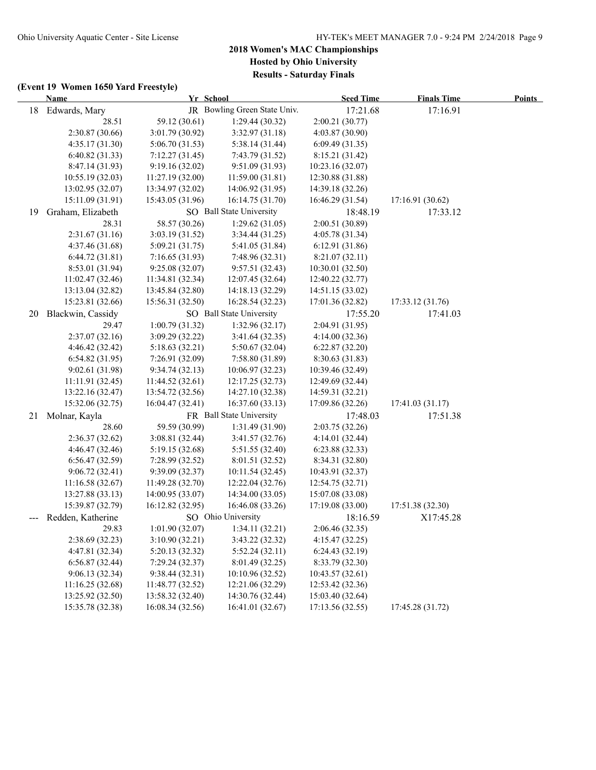## 2018 Women's MAC Championships

**Hosted by Ohio University**

**Results - Saturday Finals**

### (Event 19 Women 1650 Yard Freestyle)

| Name | Yr | School | Seed Time | Finals Time | Points |
|---|---|---|---|---|---|
| 18 Edwards, Mary | JR | Bowling Green State Univ. | 17:21.68 | 17:16.91 | |
| 28.51 | 59.12 (30.61) | 1:29.44 (30.32) | 2:00.21 (30.77) | | |
| 2:30.87 (30.66) | 3:01.79 (30.92) | 3:32.97 (31.18) | 4:03.87 (30.90) | | |
| 4:35.17 (31.30) | 5:06.70 (31.53) | 5:38.14 (31.44) | 6:09.49 (31.35) | | |
| 6:40.82 (31.33) | 7:12.27 (31.45) | 7:43.79 (31.52) | 8:15.21 (31.42) | | |
| 8:47.14 (31.93) | 9:19.16 (32.02) | 9:51.09 (31.93) | 10:23.16 (32.07) | | |
| 10:55.19 (32.03) | 11:27.19 (32.00) | 11:59.00 (31.81) | 12:30.88 (31.88) | | |
| 13:02.95 (32.07) | 13:34.97 (32.02) | 14:06.92 (31.95) | 14:39.18 (32.26) | | |
| 15:11.09 (31.91) | 15:43.05 (31.96) | 16:14.75 (31.70) | 16:46.29 (31.54) | 17:16.91 (30.62) | |
| 19 Graham, Elizabeth | SO | Ball State University | 18:48.19 | 17:33.12 | |
| 28.31 | 58.57 (30.26) | 1:29.62 (31.05) | 2:00.51 (30.89) | | |
| 2:31.67 (31.16) | 3:03.19 (31.52) | 3:34.44 (31.25) | 4:05.78 (31.34) | | |
| 4:37.46 (31.68) | 5:09.21 (31.75) | 5:41.05 (31.84) | 6:12.91 (31.86) | | |
| 6:44.72 (31.81) | 7:16.65 (31.93) | 7:48.96 (32.31) | 8:21.07 (32.11) | | |
| 8:53.01 (31.94) | 9:25.08 (32.07) | 9:57.51 (32.43) | 10:30.01 (32.50) | | |
| 11:02.47 (32.46) | 11:34.81 (32.34) | 12:07.45 (32.64) | 12:40.22 (32.77) | | |
| 13:13.04 (32.82) | 13:45.84 (32.80) | 14:18.13 (32.29) | 14:51.15 (33.02) | | |
| 15:23.81 (32.66) | 15:56.31 (32.50) | 16:28.54 (32.23) | 17:01.36 (32.82) | 17:33.12 (31.76) | |
| 20 Blackwin, Cassidy | SO | Ball State University | 17:55.20 | 17:41.03 | |
| 29.47 | 1:00.79 (31.32) | 1:32.96 (32.17) | 2:04.91 (31.95) | | |
| 2:37.07 (32.16) | 3:09.29 (32.22) | 3:41.64 (32.35) | 4:14.00 (32.36) | | |
| 4:46.42 (32.42) | 5:18.63 (32.21) | 5:50.67 (32.04) | 6:22.87 (32.20) | | |
| 6:54.82 (31.95) | 7:26.91 (32.09) | 7:58.80 (31.89) | 8:30.63 (31.83) | | |
| 9:02.61 (31.98) | 9:34.74 (32.13) | 10:06.97 (32.23) | 10:39.46 (32.49) | | |
| 11:11.91 (32.45) | 11:44.52 (32.61) | 12:17.25 (32.73) | 12:49.69 (32.44) | | |
| 13:22.16 (32.47) | 13:54.72 (32.56) | 14:27.10 (32.38) | 14:59.31 (32.21) | | |
| 15:32.06 (32.75) | 16:04.47 (32.41) | 16:37.60 (33.13) | 17:09.86 (32.26) | 17:41.03 (31.17) | |
| 21 Molnar, Kayla | FR | Ball State University | 17:48.03 | 17:51.38 | |
| 28.60 | 59.59 (30.99) | 1:31.49 (31.90) | 2:03.75 (32.26) | | |
| 2:36.37 (32.62) | 3:08.81 (32.44) | 3:41.57 (32.76) | 4:14.01 (32.44) | | |
| 4:46.47 (32.46) | 5:19.15 (32.68) | 5:51.55 (32.40) | 6:23.88 (32.33) | | |
| 6:56.47 (32.59) | 7:28.99 (32.52) | 8:01.51 (32.52) | 8:34.31 (32.80) | | |
| 9:06.72 (32.41) | 9:39.09 (32.37) | 10:11.54 (32.45) | 10:43.91 (32.37) | | |
| 11:16.58 (32.67) | 11:49.28 (32.70) | 12:22.04 (32.76) | 12:54.75 (32.71) | | |
| 13:27.88 (33.13) | 14:00.95 (33.07) | 14:34.00 (33.05) | 15:07.08 (33.08) | | |
| 15:39.87 (32.79) | 16:12.82 (32.95) | 16:46.08 (33.26) | 17:19.08 (33.00) | 17:51.38 (32.30) | |
| --- Redden, Katherine | SO | Ohio University | 18:16.59 | X17:45.28 | |
| 29.83 | 1:01.90 (32.07) | 1:34.11 (32.21) | 2:06.46 (32.35) | | |
| 2:38.69 (32.23) | 3:10.90 (32.21) | 3:43.22 (32.32) | 4:15.47 (32.25) | | |
| 4:47.81 (32.34) | 5:20.13 (32.32) | 5:52.24 (32.11) | 6:24.43 (32.19) | | |
| 6:56.87 (32.44) | 7:29.24 (32.37) | 8:01.49 (32.25) | 8:33.79 (32.30) | | |
| 9:06.13 (32.34) | 9:38.44 (32.31) | 10:10.96 (32.52) | 10:43.57 (32.61) | | |
| 11:16.25 (32.68) | 11:48.77 (32.52) | 12:21.06 (32.29) | 12:53.42 (32.36) | | |
| 13:25.92 (32.50) | 13:58.32 (32.40) | 14:30.76 (32.44) | 15:03.40 (32.64) | | |
| 15:35.78 (32.38) | 16:08.34 (32.56) | 16:41.01 (32.67) | 17:13.56 (32.55) | 17:45.28 (31.72) | |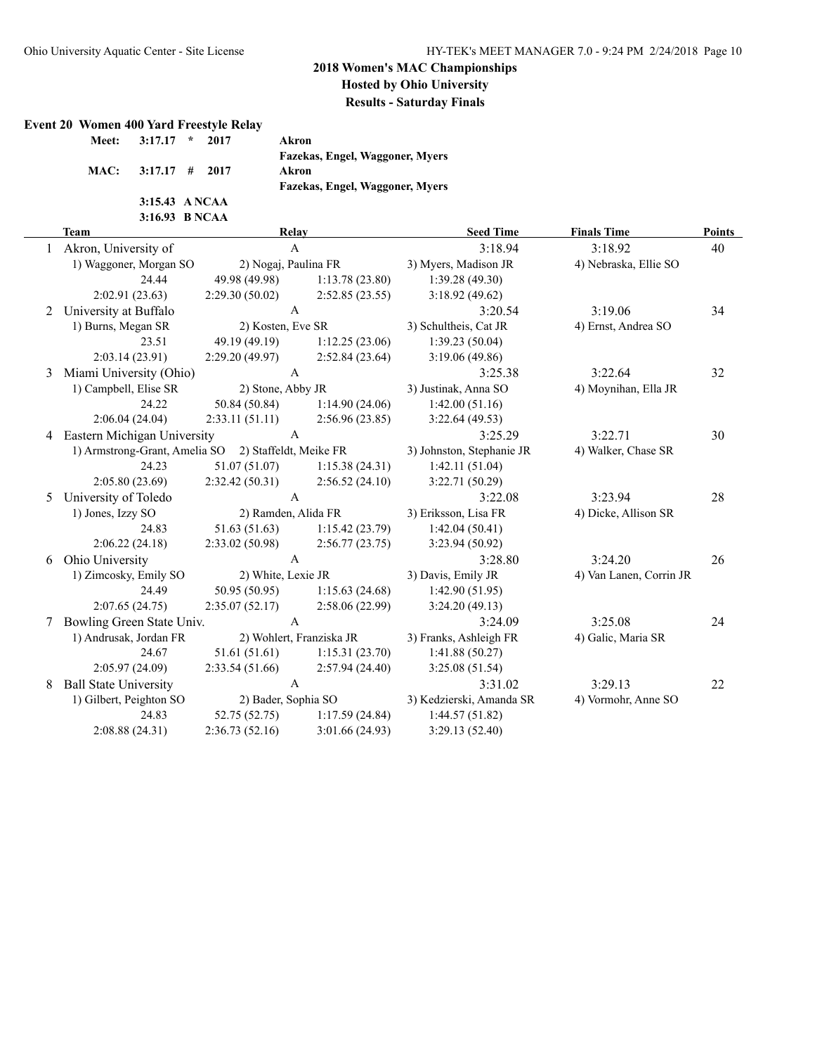# 2018 Women's MAC Championships

**Hosted by Ohio University**

**Results - Saturday Finals**

### Event 20 Women 400 Yard Freestyle Relay

| | | | | |
|---|---|---|---|---|
| **Meet:** | **3:17.17** | * | **2017** | **Akron** |
| | | | | **Fazekas, Engel, Waggoner, Myers** |
| **MAC:** | **3:17.17** | # | **2017** | **Akron** |
| | | | | **Fazekas, Engel, Waggoner, Myers** |
| | **3:15.43** | **A NCAA** | | |
| | **3:16.93** | **B NCAA** | | |

| | Team | Relay | | Seed Time | Finals Time | Points |
|---|---|---|---|---|---|---|
| 1 | Akron, University of | A | | 3:18.94 | 3:18.92 | 40 |
| | 1) Waggoner, Morgan SO | 2) Nogaj, Paulina FR | | 3) Myers, Madison JR | 4) Nebraska, Ellie SO | |
| | 24.44 | 49.98 (49.98) | 1:13.78 (23.80) | 1:39.28 (49.30) | | |
| | 2:02.91 (23.63) | 2:29.30 (50.02) | 2:52.85 (23.55) | 3:18.92 (49.62) | | |
| 2 | University at Buffalo | A | | 3:20.54 | 3:19.06 | 34 |
| | 1) Burns, Megan SR | 2) Kosten, Eve SR | | 3) Schultheis, Cat JR | 4) Ernst, Andrea SO | |
| | 23.51 | 49.19 (49.19) | 1:12.25 (23.06) | 1:39.23 (50.04) | | |
| | 2:03.14 (23.91) | 2:29.20 (49.97) | 2:52.84 (23.64) | 3:19.06 (49.86) | | |
| 3 | Miami University (Ohio) | A | | 3:25.38 | 3:22.64 | 32 |
| | 1) Campbell, Elise SR | 2) Stone, Abby JR | | 3) Justinak, Anna SO | 4) Moynihan, Ella JR | |
| | 24.22 | 50.84 (50.84) | 1:14.90 (24.06) | 1:42.00 (51.16) | | |
| | 2:06.04 (24.04) | 2:33.11 (51.11) | 2:56.96 (23.85) | 3:22.64 (49.53) | | |
| 4 | Eastern Michigan University | A | | 3:25.29 | 3:22.71 | 30 |
| | 1) Armstrong-Grant, Amelia SO | 2) Staffeldt, Meike FR | | 3) Johnston, Stephanie JR | 4) Walker, Chase SR | |
| | 24.23 | 51.07 (51.07) | 1:15.38 (24.31) | 1:42.11 (51.04) | | |
| | 2:05.80 (23.69) | 2:32.42 (50.31) | 2:56.52 (24.10) | 3:22.71 (50.29) | | |
| 5 | University of Toledo | A | | 3:22.08 | 3:23.94 | 28 |
| | 1) Jones, Izzy SO | 2) Ramden, Alida FR | | 3) Eriksson, Lisa FR | 4) Dicke, Allison SR | |
| | 24.83 | 51.63 (51.63) | 1:15.42 (23.79) | 1:42.04 (50.41) | | |
| | 2:06.22 (24.18) | 2:33.02 (50.98) | 2:56.77 (23.75) | 3:23.94 (50.92) | | |
| 6 | Ohio University | A | | 3:28.80 | 3:24.20 | 26 |
| | 1) Zimcosky, Emily SO | 2) White, Lexie JR | | 3) Davis, Emily JR | 4) Van Lanen, Corrin JR | |
| | 24.49 | 50.95 (50.95) | 1:15.63 (24.68) | 1:42.90 (51.95) | | |
| | 2:07.65 (24.75) | 2:35.07 (52.17) | 2:58.06 (22.99) | 3:24.20 (49.13) | | |
| 7 | Bowling Green State Univ. | A | | 3:24.09 | 3:25.08 | 24 |
| | 1) Andrusak, Jordan FR | 2) Wohlert, Franziska JR | | 3) Franks, Ashleigh FR | 4) Galic, Maria SR | |
| | 24.67 | 51.61 (51.61) | 1:15.31 (23.70) | 1:41.88 (50.27) | | |
| | 2:05.97 (24.09) | 2:33.54 (51.66) | 2:57.94 (24.40) | 3:25.08 (51.54) | | |
| 8 | Ball State University | A | | 3:31.02 | 3:29.13 | 22 |
| | 1) Gilbert, Peighton SO | 2) Bader, Sophia SO | | 3) Kedzierski, Amanda SR | 4) Vormohr, Anne SO | |
| | 24.83 | 52.75 (52.75) | 1:17.59 (24.84) | 1:44.57 (51.82) | | |
| | 2:08.88 (24.31) | 2:36.73 (52.16) | 3:01.66 (24.93) | 3:29.13 (52.40) | | |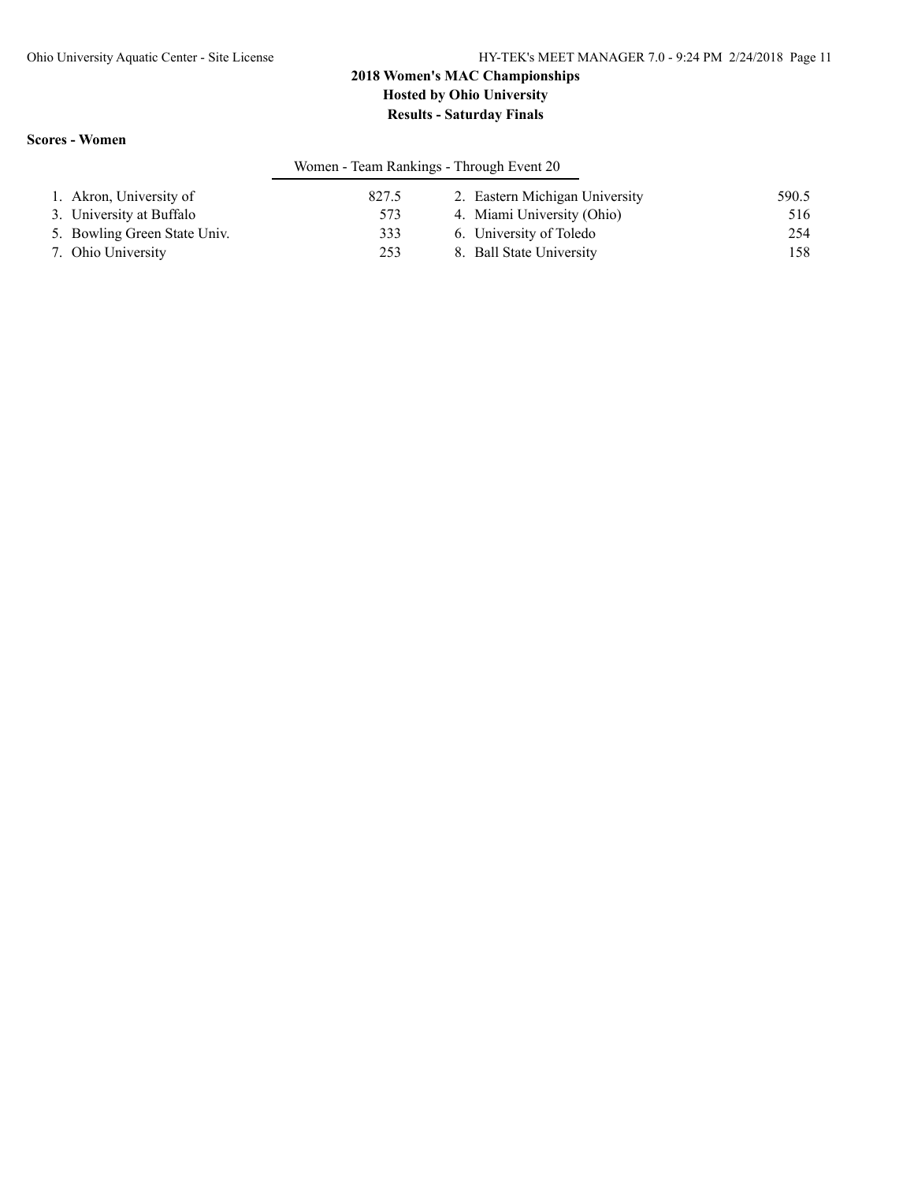**2018 Women's MAC Championships**
**Hosted by Ohio University**
**Results - Saturday Finals**

**Scores - Women**

Women - Team Rankings - Through Event 20

| | | | |
|---|---|---|---|
| 1. Akron, University of | 827.5 | 2. Eastern Michigan University | 590.5 |
| 3. University at Buffalo | 573 | 4. Miami University (Ohio) | 516 |
| 5. Bowling Green State Univ. | 333 | 6. University of Toledo | 254 |
| 7. Ohio University | 253 | 8. Ball State University | 158 |